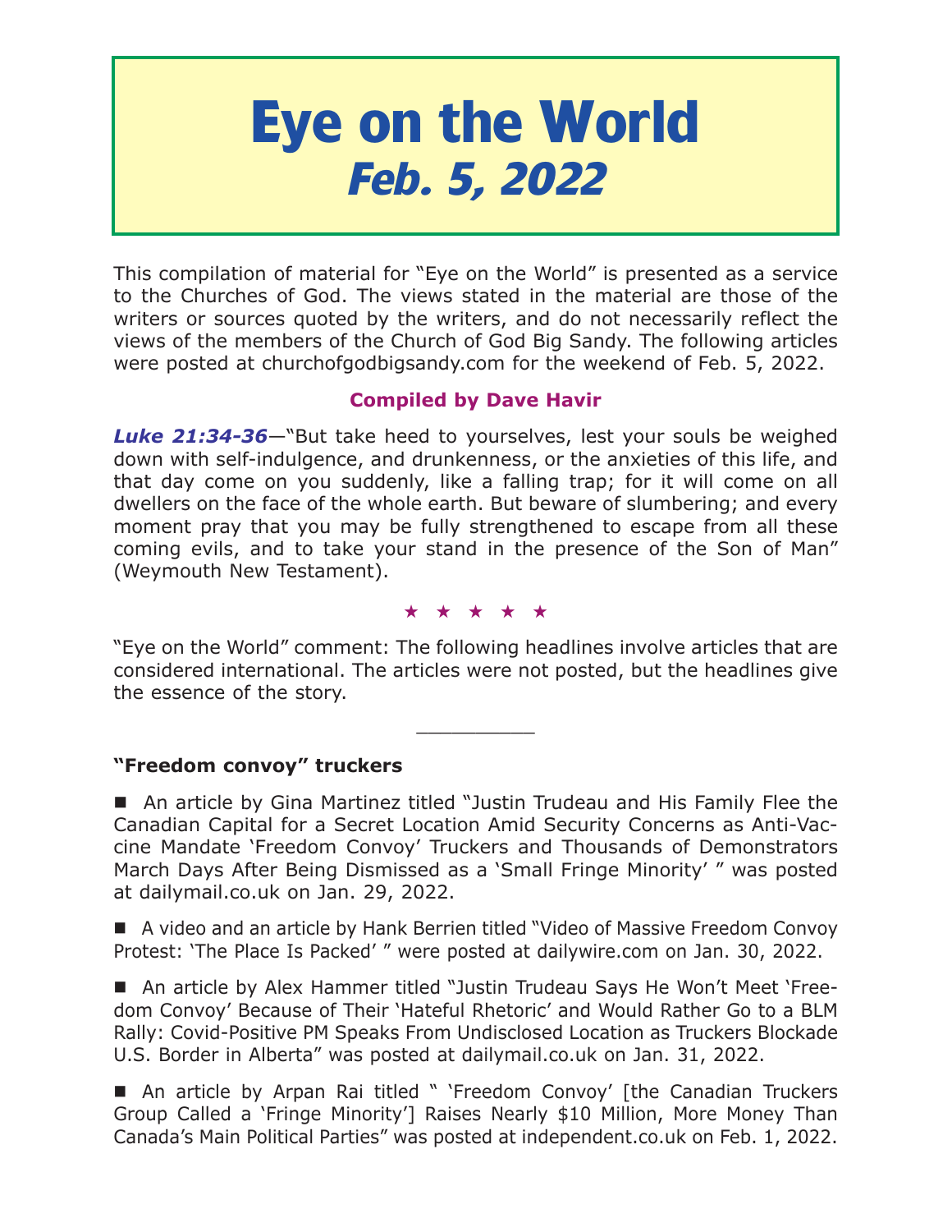# Eye on the World
## *Feb. 5, 2022*

This compilation of material for "Eye on the World" is presented as a service to the Churches of God. The views stated in the material are those of the writers or sources quoted by the writers, and do not necessarily reflect the views of the members of the Church of God Big Sandy. The following articles were posted at churchofgodbigsandy.com for the weekend of Feb. 5, 2022.

**Compiled by Dave Havir**

***Luke 21:34-36***—"But take heed to yourselves, lest your souls be weighed down with self-indulgence, and drunkenness, or the anxieties of this life, and that day come on you suddenly, like a falling trap; for it will come on all dwellers on the face of the whole earth. But beware of slumbering; and every moment pray that you may be fully strengthened to escape from all these coming evils, and to take your stand in the presence of the Son of Man" (Weymouth New Testament).

★ ★ ★ ★ ★

"Eye on the World" comment: The following headlines involve articles that are considered international. The articles were not posted, but the headlines give the essence of the story.

---

**"Freedom convoy" truckers**

■ An article by Gina Martinez titled "Justin Trudeau and His Family Flee the Canadian Capital for a Secret Location Amid Security Concerns as Anti-Vaccine Mandate 'Freedom Convoy' Truckers and Thousands of Demonstrators March Days After Being Dismissed as a 'Small Fringe Minority' " was posted at dailymail.co.uk on Jan. 29, 2022.

■ A video and an article by Hank Berrien titled "Video of Massive Freedom Convoy Protest: 'The Place Is Packed' " were posted at dailywire.com on Jan. 30, 2022.

■ An article by Alex Hammer titled "Justin Trudeau Says He Won't Meet 'Freedom Convoy' Because of Their 'Hateful Rhetoric' and Would Rather Go to a BLM Rally: Covid-Positive PM Speaks From Undisclosed Location as Truckers Blockade U.S. Border in Alberta" was posted at dailymail.co.uk on Jan. 31, 2022.

■ An article by Arpan Rai titled " 'Freedom Convoy' [the Canadian Truckers Group Called a 'Fringe Minority'] Raises Nearly $10 Million, More Money Than Canada's Main Political Parties" was posted at independent.co.uk on Feb. 1, 2022.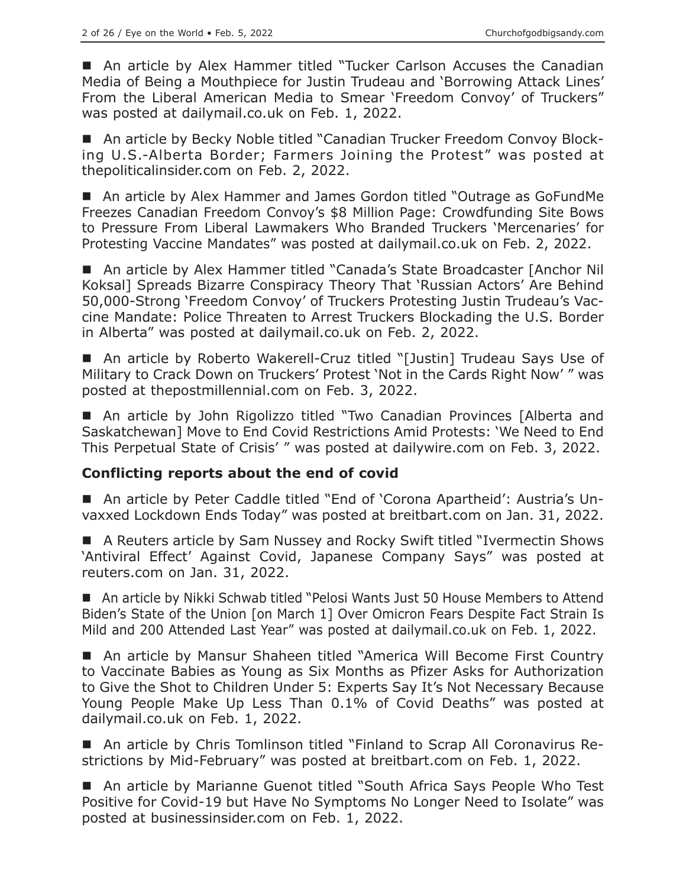- An article by Alex Hammer titled "Tucker Carlson Accuses the Canadian Media of Being a Mouthpiece for Justin Trudeau and 'Borrowing Attack Lines' From the Liberal American Media to Smear 'Freedom Convoy' of Truckers" was posted at dailymail.co.uk on Feb. 1, 2022.

- An article by Becky Noble titled "Canadian Trucker Freedom Convoy Blocking U.S.-Alberta Border; Farmers Joining the Protest" was posted at thepoliticalinsider.com on Feb. 2, 2022.

- An article by Alex Hammer and James Gordon titled "Outrage as GoFundMe Freezes Canadian Freedom Convoy's $8 Million Page: Crowdfunding Site Bows to Pressure From Liberal Lawmakers Who Branded Truckers 'Mercenaries' for Protesting Vaccine Mandates" was posted at dailymail.co.uk on Feb. 2, 2022.

- An article by Alex Hammer titled "Canada's State Broadcaster [Anchor Nil Koksal] Spreads Bizarre Conspiracy Theory That 'Russian Actors' Are Behind 50,000-Strong 'Freedom Convoy' of Truckers Protesting Justin Trudeau's Vaccine Mandate: Police Threaten to Arrest Truckers Blockading the U.S. Border in Alberta" was posted at dailymail.co.uk on Feb. 2, 2022.

- An article by Roberto Wakerell-Cruz titled "[Justin] Trudeau Says Use of Military to Crack Down on Truckers' Protest 'Not in the Cards Right Now' " was posted at thepostmillennial.com on Feb. 3, 2022.

- An article by John Rigolizzo titled "Two Canadian Provinces [Alberta and Saskatchewan] Move to End Covid Restrictions Amid Protests: 'We Need to End This Perpetual State of Crisis' " was posted at dailywire.com on Feb. 3, 2022.

### Conflicting reports about the end of covid

- An article by Peter Caddle titled "End of 'Corona Apartheid': Austria's Unvaxxed Lockdown Ends Today" was posted at breitbart.com on Jan. 31, 2022.

- A Reuters article by Sam Nussey and Rocky Swift titled "Ivermectin Shows 'Antiviral Effect' Against Covid, Japanese Company Says" was posted at reuters.com on Jan. 31, 2022.

- An article by Nikki Schwab titled "Pelosi Wants Just 50 House Members to Attend Biden's State of the Union [on March 1] Over Omicron Fears Despite Fact Strain Is Mild and 200 Attended Last Year" was posted at dailymail.co.uk on Feb. 1, 2022.

- An article by Mansur Shaheen titled "America Will Become First Country to Vaccinate Babies as Young as Six Months as Pfizer Asks for Authorization to Give the Shot to Children Under 5: Experts Say It's Not Necessary Because Young People Make Up Less Than 0.1% of Covid Deaths" was posted at dailymail.co.uk on Feb. 1, 2022.

- An article by Chris Tomlinson titled "Finland to Scrap All Coronavirus Restrictions by Mid-February" was posted at breitbart.com on Feb. 1, 2022.

- An article by Marianne Guenot titled "South Africa Says People Who Test Positive for Covid-19 but Have No Symptoms No Longer Need to Isolate" was posted at businessinsider.com on Feb. 1, 2022.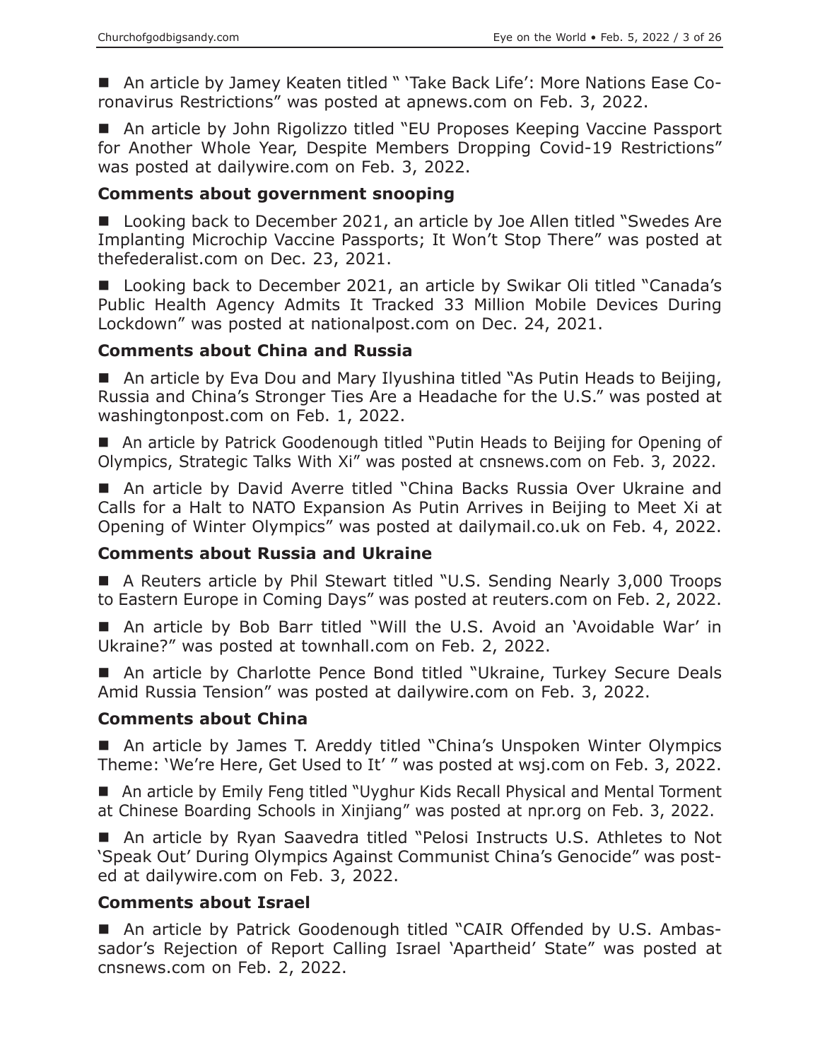■ An article by Jamey Keaten titled " 'Take Back Life': More Nations Ease Coronavirus Restrictions" was posted at apnews.com on Feb. 3, 2022.

■ An article by John Rigolizzo titled "EU Proposes Keeping Vaccine Passport for Another Whole Year, Despite Members Dropping Covid-19 Restrictions" was posted at dailywire.com on Feb. 3, 2022.

### Comments about government snooping

■ Looking back to December 2021, an article by Joe Allen titled "Swedes Are Implanting Microchip Vaccine Passports; It Won't Stop There" was posted at thefederalist.com on Dec. 23, 2021.

■ Looking back to December 2021, an article by Swikar Oli titled "Canada's Public Health Agency Admits It Tracked 33 Million Mobile Devices During Lockdown" was posted at nationalpost.com on Dec. 24, 2021.

### Comments about China and Russia

■ An article by Eva Dou and Mary Ilyushina titled "As Putin Heads to Beijing, Russia and China's Stronger Ties Are a Headache for the U.S." was posted at washingtonpost.com on Feb. 1, 2022.

■ An article by Patrick Goodenough titled "Putin Heads to Beijing for Opening of Olympics, Strategic Talks With Xi" was posted at cnsnews.com on Feb. 3, 2022.

■ An article by David Averre titled "China Backs Russia Over Ukraine and Calls for a Halt to NATO Expansion As Putin Arrives in Beijing to Meet Xi at Opening of Winter Olympics" was posted at dailymail.co.uk on Feb. 4, 2022.

### Comments about Russia and Ukraine

■ A Reuters article by Phil Stewart titled "U.S. Sending Nearly 3,000 Troops to Eastern Europe in Coming Days" was posted at reuters.com on Feb. 2, 2022.

■ An article by Bob Barr titled "Will the U.S. Avoid an 'Avoidable War' in Ukraine?" was posted at townhall.com on Feb. 2, 2022.

■ An article by Charlotte Pence Bond titled "Ukraine, Turkey Secure Deals Amid Russia Tension" was posted at dailywire.com on Feb. 3, 2022.

### Comments about China

■ An article by James T. Areddy titled "China's Unspoken Winter Olympics Theme: 'We're Here, Get Used to It' " was posted at wsj.com on Feb. 3, 2022.

■ An article by Emily Feng titled "Uyghur Kids Recall Physical and Mental Torment at Chinese Boarding Schools in Xinjiang" was posted at npr.org on Feb. 3, 2022.

■ An article by Ryan Saavedra titled "Pelosi Instructs U.S. Athletes to Not 'Speak Out' During Olympics Against Communist China's Genocide" was posted at dailywire.com on Feb. 3, 2022.

### Comments about Israel

■ An article by Patrick Goodenough titled "CAIR Offended by U.S. Ambassador's Rejection of Report Calling Israel 'Apartheid' State" was posted at cnsnews.com on Feb. 2, 2022.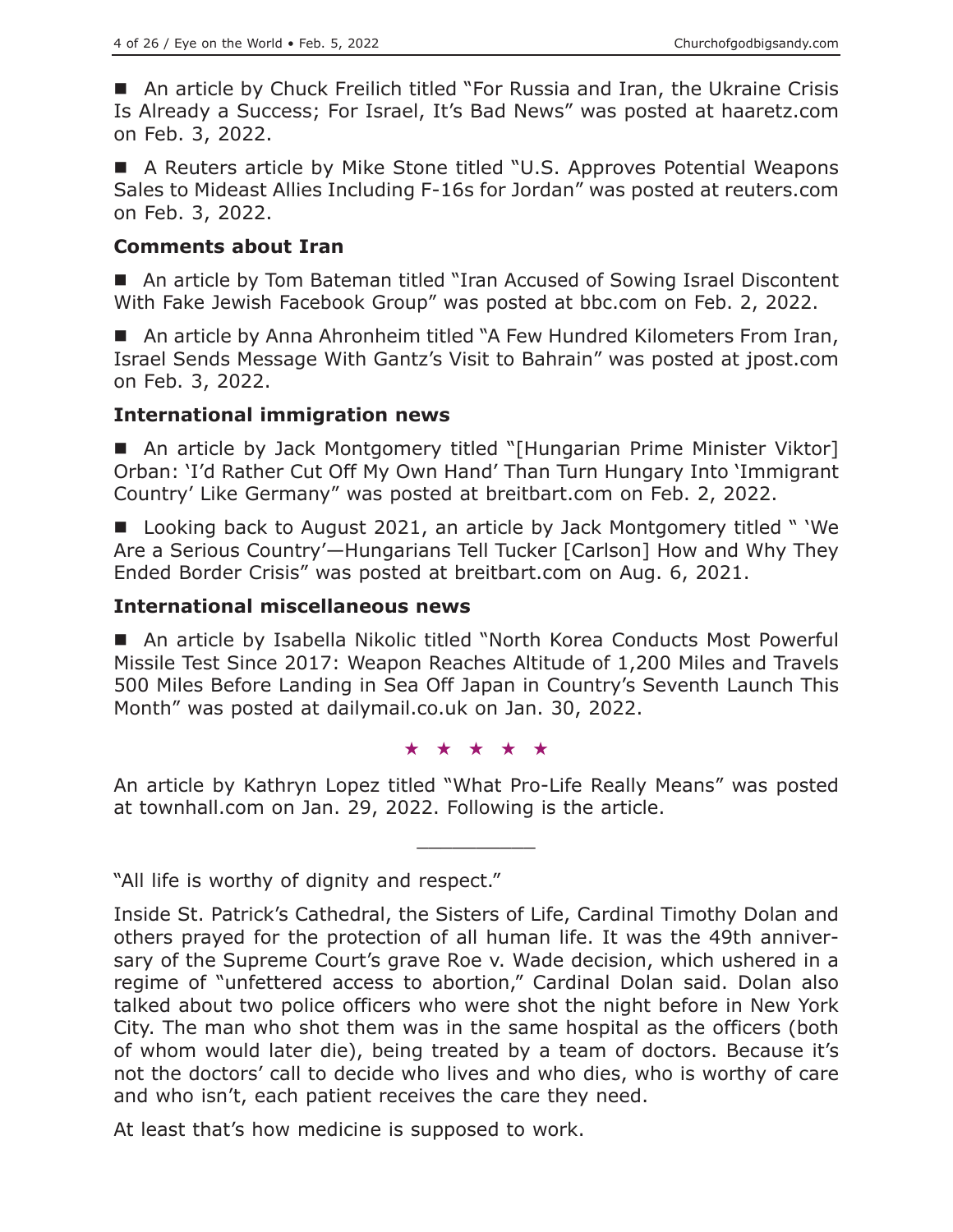■ An article by Chuck Freilich titled "For Russia and Iran, the Ukraine Crisis Is Already a Success; For Israel, It's Bad News" was posted at haaretz.com on Feb. 3, 2022.

■ A Reuters article by Mike Stone titled "U.S. Approves Potential Weapons Sales to Mideast Allies Including F-16s for Jordan" was posted at reuters.com on Feb. 3, 2022.

### Comments about Iran

■ An article by Tom Bateman titled "Iran Accused of Sowing Israel Discontent With Fake Jewish Facebook Group" was posted at bbc.com on Feb. 2, 2022.

■ An article by Anna Ahronheim titled "A Few Hundred Kilometers From Iran, Israel Sends Message With Gantz's Visit to Bahrain" was posted at jpost.com on Feb. 3, 2022.

### International immigration news

■ An article by Jack Montgomery titled "[Hungarian Prime Minister Viktor] Orban: 'I'd Rather Cut Off My Own Hand' Than Turn Hungary Into 'Immigrant Country' Like Germany" was posted at breitbart.com on Feb. 2, 2022.

■ Looking back to August 2021, an article by Jack Montgomery titled " 'We Are a Serious Country'—Hungarians Tell Tucker [Carlson] How and Why They Ended Border Crisis" was posted at breitbart.com on Aug. 6, 2021.

### International miscellaneous news

■ An article by Isabella Nikolic titled "North Korea Conducts Most Powerful Missile Test Since 2017: Weapon Reaches Altitude of 1,200 Miles and Travels 500 Miles Before Landing in Sea Off Japan in Country's Seventh Launch This Month" was posted at dailymail.co.uk on Jan. 30, 2022.

★ ★ ★ ★ ★

An article by Kathryn Lopez titled "What Pro-Life Really Means" was posted at townhall.com on Jan. 29, 2022. Following is the article.

__________

"All life is worthy of dignity and respect."

Inside St. Patrick's Cathedral, the Sisters of Life, Cardinal Timothy Dolan and others prayed for the protection of all human life. It was the 49th anniversary of the Supreme Court's grave Roe v. Wade decision, which ushered in a regime of "unfettered access to abortion," Cardinal Dolan said. Dolan also talked about two police officers who were shot the night before in New York City. The man who shot them was in the same hospital as the officers (both of whom would later die), being treated by a team of doctors. Because it's not the doctors' call to decide who lives and who dies, who is worthy of care and who isn't, each patient receives the care they need.

At least that's how medicine is supposed to work.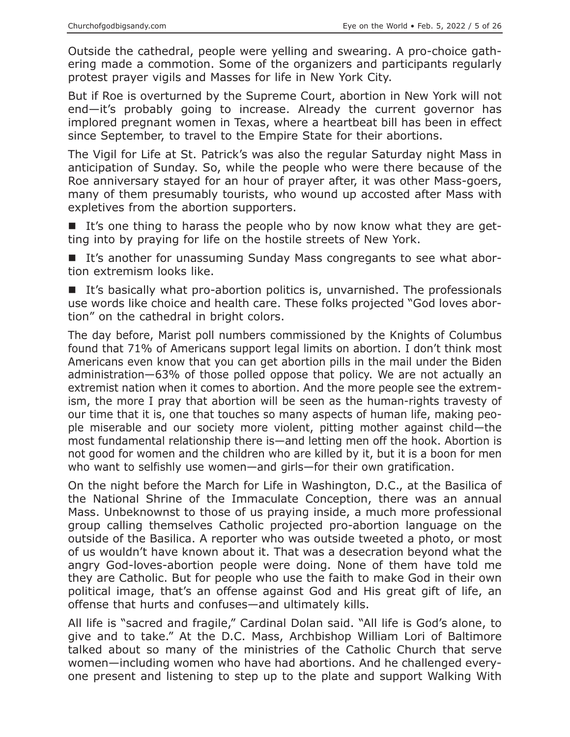Outside the cathedral, people were yelling and swearing. A pro-choice gathering made a commotion. Some of the organizers and participants regularly protest prayer vigils and Masses for life in New York City.

But if Roe is overturned by the Supreme Court, abortion in New York will not end—it's probably going to increase. Already the current governor has implored pregnant women in Texas, where a heartbeat bill has been in effect since September, to travel to the Empire State for their abortions.

The Vigil for Life at St. Patrick's was also the regular Saturday night Mass in anticipation of Sunday. So, while the people who were there because of the Roe anniversary stayed for an hour of prayer after, it was other Mass-goers, many of them presumably tourists, who wound up accosted after Mass with expletives from the abortion supporters.

- It's one thing to harass the people who by now know what they are getting into by praying for life on the hostile streets of New York.
- It's another for unassuming Sunday Mass congregants to see what abortion extremism looks like.
- It's basically what pro-abortion politics is, unvarnished. The professionals use words like choice and health care. These folks projected "God loves abortion" on the cathedral in bright colors.

The day before, Marist poll numbers commissioned by the Knights of Columbus found that 71% of Americans support legal limits on abortion. I don't think most Americans even know that you can get abortion pills in the mail under the Biden administration—63% of those polled oppose that policy. We are not actually an extremist nation when it comes to abortion. And the more people see the extremism, the more I pray that abortion will be seen as the human-rights travesty of our time that it is, one that touches so many aspects of human life, making people miserable and our society more violent, pitting mother against child—the most fundamental relationship there is—and letting men off the hook. Abortion is not good for women and the children who are killed by it, but it is a boon for men who want to selfishly use women—and girls—for their own gratification.

On the night before the March for Life in Washington, D.C., at the Basilica of the National Shrine of the Immaculate Conception, there was an annual Mass. Unbeknownst to those of us praying inside, a much more professional group calling themselves Catholic projected pro-abortion language on the outside of the Basilica. A reporter who was outside tweeted a photo, or most of us wouldn't have known about it. That was a desecration beyond what the angry God-loves-abortion people were doing. None of them have told me they are Catholic. But for people who use the faith to make God in their own political image, that's an offense against God and His great gift of life, an offense that hurts and confuses—and ultimately kills.

All life is "sacred and fragile," Cardinal Dolan said. "All life is God's alone, to give and to take." At the D.C. Mass, Archbishop William Lori of Baltimore talked about so many of the ministries of the Catholic Church that serve women—including women who have had abortions. And he challenged everyone present and listening to step up to the plate and support Walking With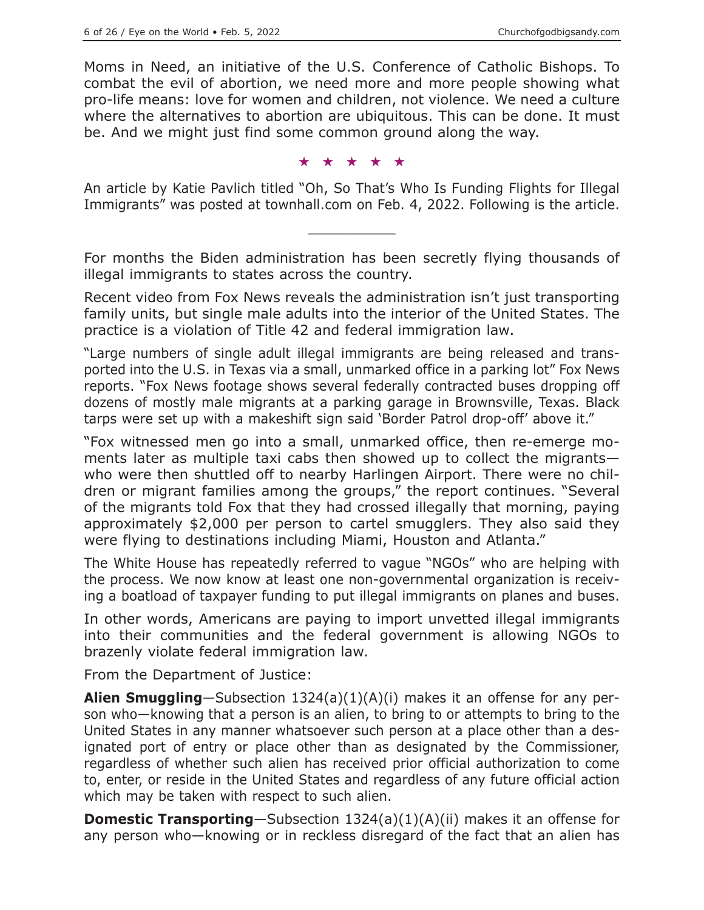Moms in Need, an initiative of the U.S. Conference of Catholic Bishops. To combat the evil of abortion, we need more and more people showing what pro-life means: love for women and children, not violence. We need a culture where the alternatives to abortion are ubiquitous. This can be done. It must be. And we might just find some common ground along the way.

★ ★ ★ ★ ★

An article by Katie Pavlich titled "Oh, So That's Who Is Funding Flights for Illegal Immigrants" was posted at townhall.com on Feb. 4, 2022. Following is the article.

---

For months the Biden administration has been secretly flying thousands of illegal immigrants to states across the country.

Recent video from Fox News reveals the administration isn't just transporting family units, but single male adults into the interior of the United States. The practice is a violation of Title 42 and federal immigration law.

"Large numbers of single adult illegal immigrants are being released and transported into the U.S. in Texas via a small, unmarked office in a parking lot" Fox News reports. "Fox News footage shows several federally contracted buses dropping off dozens of mostly male migrants at a parking garage in Brownsville, Texas. Black tarps were set up with a makeshift sign said 'Border Patrol drop-off' above it."

"Fox witnessed men go into a small, unmarked office, then re-emerge moments later as multiple taxi cabs then showed up to collect the migrants—who were then shuttled off to nearby Harlingen Airport. There were no children or migrant families among the groups," the report continues. "Several of the migrants told Fox that they had crossed illegally that morning, paying approximately $2,000 per person to cartel smugglers. They also said they were flying to destinations including Miami, Houston and Atlanta."

The White House has repeatedly referred to vague "NGOs" who are helping with the process. We now know at least one non-governmental organization is receiving a boatload of taxpayer funding to put illegal immigrants on planes and buses.

In other words, Americans are paying to import unvetted illegal immigrants into their communities and the federal government is allowing NGOs to brazenly violate federal immigration law.

From the Department of Justice:

**Alien Smuggling**—Subsection 1324(a)(1)(A)(i) makes it an offense for any person who—knowing that a person is an alien, to bring to or attempts to bring to the United States in any manner whatsoever such person at a place other than a designated port of entry or place other than as designated by the Commissioner, regardless of whether such alien has received prior official authorization to come to, enter, or reside in the United States and regardless of any future official action which may be taken with respect to such alien.

**Domestic Transporting**—Subsection 1324(a)(1)(A)(ii) makes it an offense for any person who—knowing or in reckless disregard of the fact that an alien has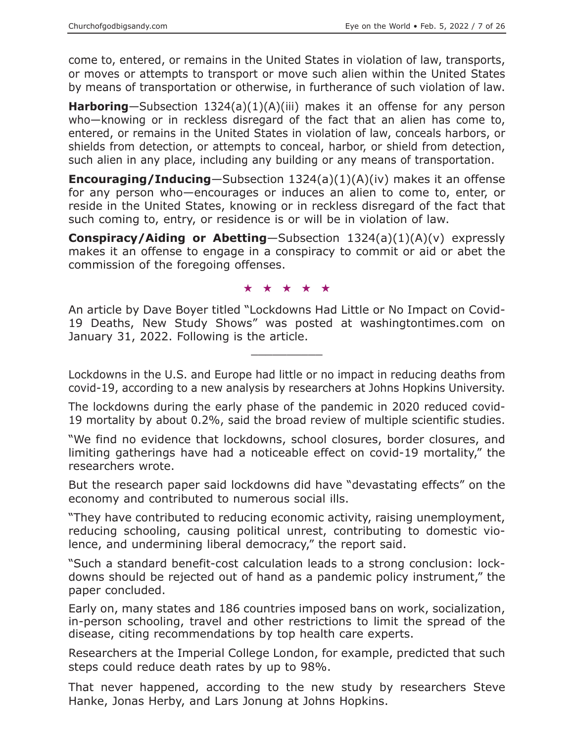come to, entered, or remains in the United States in violation of law, transports, or moves or attempts to transport or move such alien within the United States by means of transportation or otherwise, in furtherance of such violation of law.

**Harboring**—Subsection 1324(a)(1)(A)(iii) makes it an offense for any person who—knowing or in reckless disregard of the fact that an alien has come to, entered, or remains in the United States in violation of law, conceals harbors, or shields from detection, or attempts to conceal, harbor, or shield from detection, such alien in any place, including any building or any means of transportation.

**Encouraging/Inducing**—Subsection 1324(a)(1)(A)(iv) makes it an offense for any person who—encourages or induces an alien to come to, enter, or reside in the United States, knowing or in reckless disregard of the fact that such coming to, entry, or residence is or will be in violation of law.

**Conspiracy/Aiding or Abetting**—Subsection 1324(a)(1)(A)(v) expressly makes it an offense to engage in a conspiracy to commit or aid or abet the commission of the foregoing offenses.

★ ★ ★ ★ ★

An article by Dave Boyer titled "Lockdowns Had Little or No Impact on Covid-19 Deaths, New Study Shows" was posted at washingtontimes.com on January 31, 2022. Following is the article.

---

Lockdowns in the U.S. and Europe had little or no impact in reducing deaths from covid-19, according to a new analysis by researchers at Johns Hopkins University.

The lockdowns during the early phase of the pandemic in 2020 reduced covid-19 mortality by about 0.2%, said the broad review of multiple scientific studies.

"We find no evidence that lockdowns, school closures, border closures, and limiting gatherings have had a noticeable effect on covid-19 mortality," the researchers wrote.

But the research paper said lockdowns did have "devastating effects" on the economy and contributed to numerous social ills.

"They have contributed to reducing economic activity, raising unemployment, reducing schooling, causing political unrest, contributing to domestic violence, and undermining liberal democracy," the report said.

"Such a standard benefit-cost calculation leads to a strong conclusion: lockdowns should be rejected out of hand as a pandemic policy instrument," the paper concluded.

Early on, many states and 186 countries imposed bans on work, socialization, in-person schooling, travel and other restrictions to limit the spread of the disease, citing recommendations by top health care experts.

Researchers at the Imperial College London, for example, predicted that such steps could reduce death rates by up to 98%.

That never happened, according to the new study by researchers Steve Hanke, Jonas Herby, and Lars Jonung at Johns Hopkins.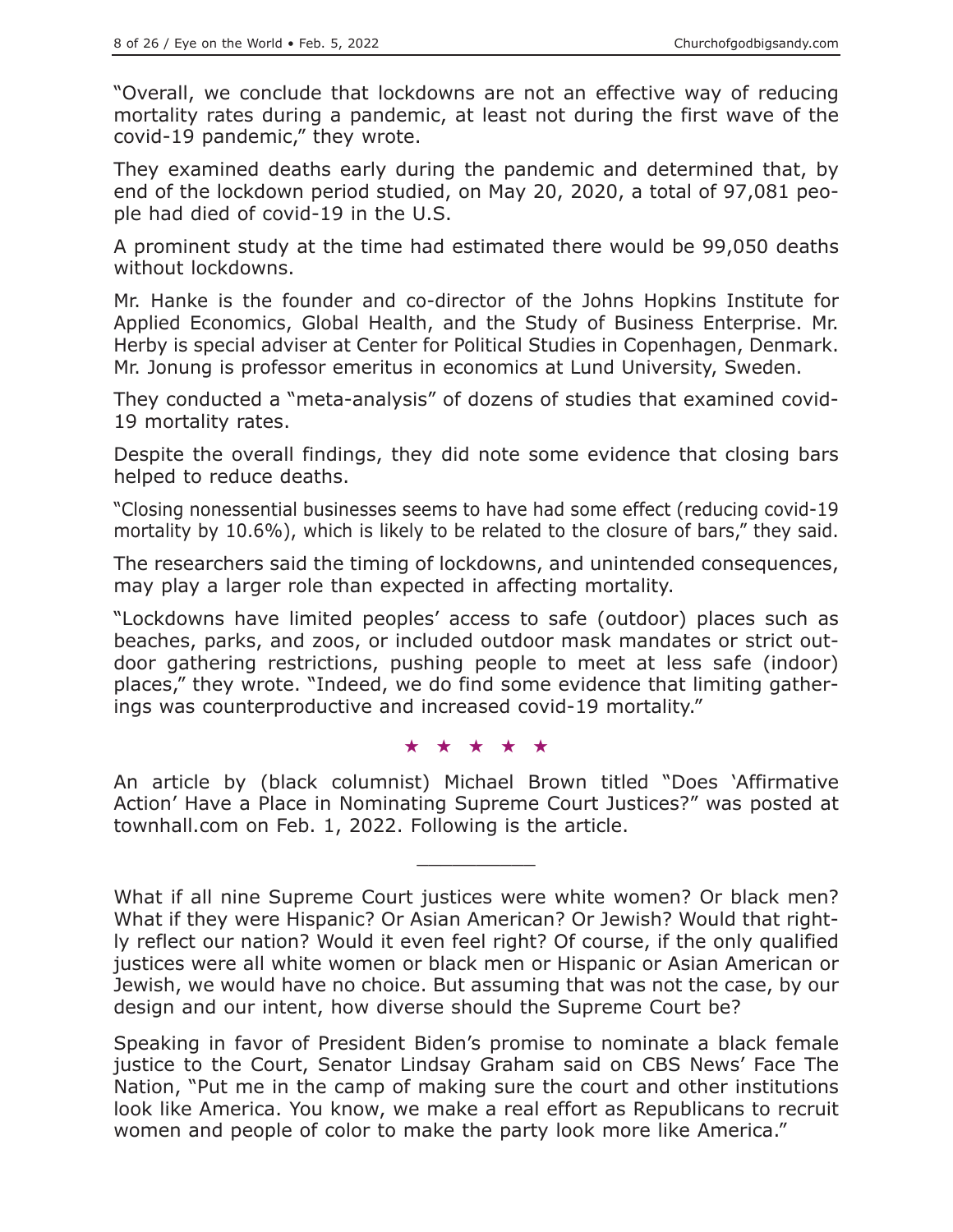"Overall, we conclude that lockdowns are not an effective way of reducing mortality rates during a pandemic, at least not during the first wave of the covid-19 pandemic," they wrote.

They examined deaths early during the pandemic and determined that, by end of the lockdown period studied, on May 20, 2020, a total of 97,081 people had died of covid-19 in the U.S.

A prominent study at the time had estimated there would be 99,050 deaths without lockdowns.

Mr. Hanke is the founder and co-director of the Johns Hopkins Institute for Applied Economics, Global Health, and the Study of Business Enterprise. Mr. Herby is special adviser at Center for Political Studies in Copenhagen, Denmark. Mr. Jonung is professor emeritus in economics at Lund University, Sweden.

They conducted a "meta-analysis" of dozens of studies that examined covid-19 mortality rates.

Despite the overall findings, they did note some evidence that closing bars helped to reduce deaths.

"Closing nonessential businesses seems to have had some effect (reducing covid-19 mortality by 10.6%), which is likely to be related to the closure of bars," they said.

The researchers said the timing of lockdowns, and unintended consequences, may play a larger role than expected in affecting mortality.

"Lockdowns have limited peoples' access to safe (outdoor) places such as beaches, parks, and zoos, or included outdoor mask mandates or strict outdoor gathering restrictions, pushing people to meet at less safe (indoor) places," they wrote. "Indeed, we do find some evidence that limiting gatherings was counterproductive and increased covid-19 mortality."

★ ★ ★ ★ ★

An article by (black columnist) Michael Brown titled "Does 'Affirmative Action' Have a Place in Nominating Supreme Court Justices?" was posted at townhall.com on Feb. 1, 2022. Following is the article.

---

What if all nine Supreme Court justices were white women? Or black men? What if they were Hispanic? Or Asian American? Or Jewish? Would that rightly reflect our nation? Would it even feel right? Of course, if the only qualified justices were all white women or black men or Hispanic or Asian American or Jewish, we would have no choice. But assuming that was not the case, by our design and our intent, how diverse should the Supreme Court be?

Speaking in favor of President Biden's promise to nominate a black female justice to the Court, Senator Lindsay Graham said on CBS News' Face The Nation, "Put me in the camp of making sure the court and other institutions look like America. You know, we make a real effort as Republicans to recruit women and people of color to make the party look more like America."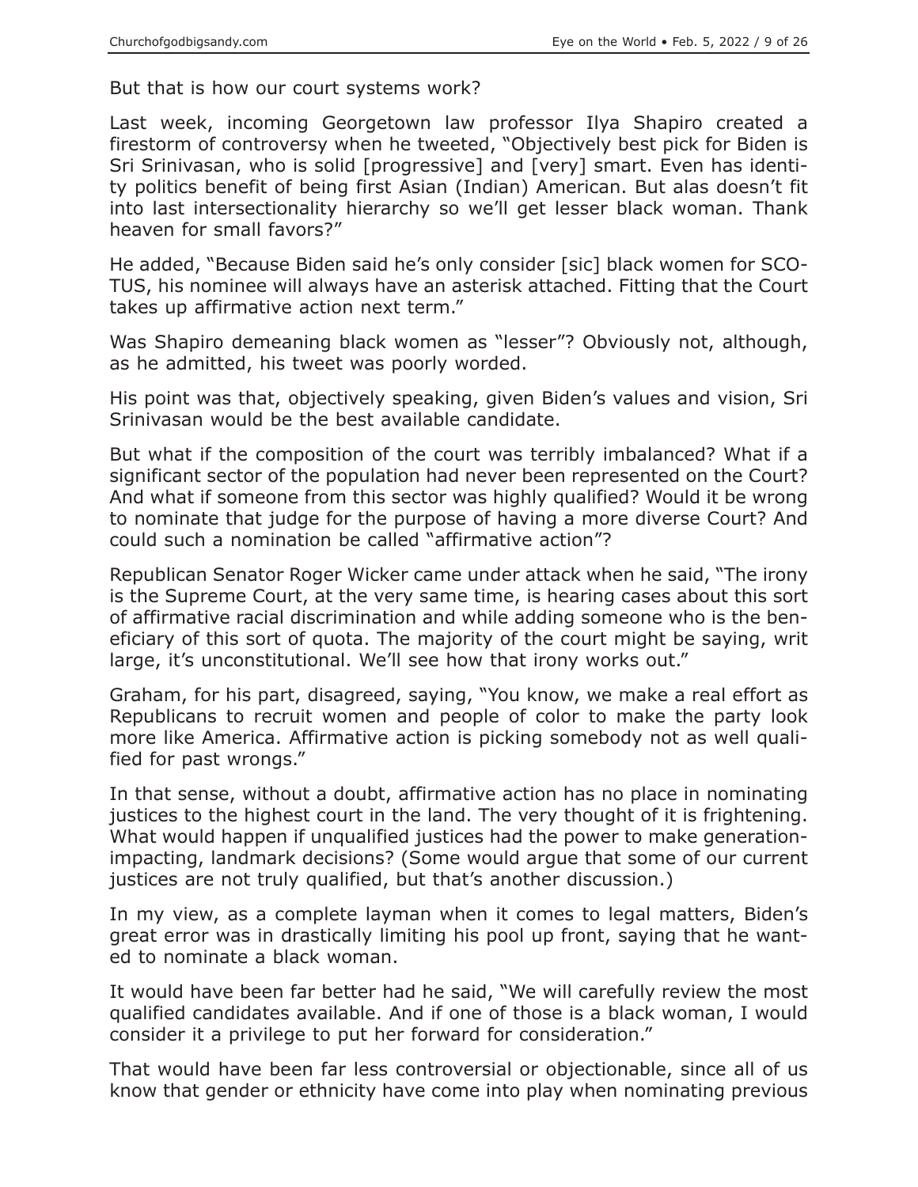But that is how our court systems work?

Last week, incoming Georgetown law professor Ilya Shapiro created a firestorm of controversy when he tweeted, "Objectively best pick for Biden is Sri Srinivasan, who is solid [progressive] and [very] smart. Even has identity politics benefit of being first Asian (Indian) American. But alas doesn't fit into last intersectionality hierarchy so we'll get lesser black woman. Thank heaven for small favors?"

He added, "Because Biden said he's only consider [sic] black women for SCOTUS, his nominee will always have an asterisk attached. Fitting that the Court takes up affirmative action next term."

Was Shapiro demeaning black women as "lesser"? Obviously not, although, as he admitted, his tweet was poorly worded.

His point was that, objectively speaking, given Biden's values and vision, Sri Srinivasan would be the best available candidate.

But what if the composition of the court was terribly imbalanced? What if a significant sector of the population had never been represented on the Court? And what if someone from this sector was highly qualified? Would it be wrong to nominate that judge for the purpose of having a more diverse Court? And could such a nomination be called "affirmative action"?

Republican Senator Roger Wicker came under attack when he said, "The irony is the Supreme Court, at the very same time, is hearing cases about this sort of affirmative racial discrimination and while adding someone who is the beneficiary of this sort of quota. The majority of the court might be saying, writ large, it's unconstitutional. We'll see how that irony works out."

Graham, for his part, disagreed, saying, "You know, we make a real effort as Republicans to recruit women and people of color to make the party look more like America. Affirmative action is picking somebody not as well qualified for past wrongs."

In that sense, without a doubt, affirmative action has no place in nominating justices to the highest court in the land. The very thought of it is frightening. What would happen if unqualified justices had the power to make generation-impacting, landmark decisions? (Some would argue that some of our current justices are not truly qualified, but that's another discussion.)

In my view, as a complete layman when it comes to legal matters, Biden's great error was in drastically limiting his pool up front, saying that he wanted to nominate a black woman.

It would have been far better had he said, "We will carefully review the most qualified candidates available. And if one of those is a black woman, I would consider it a privilege to put her forward for consideration."

That would have been far less controversial or objectionable, since all of us know that gender or ethnicity have come into play when nominating previous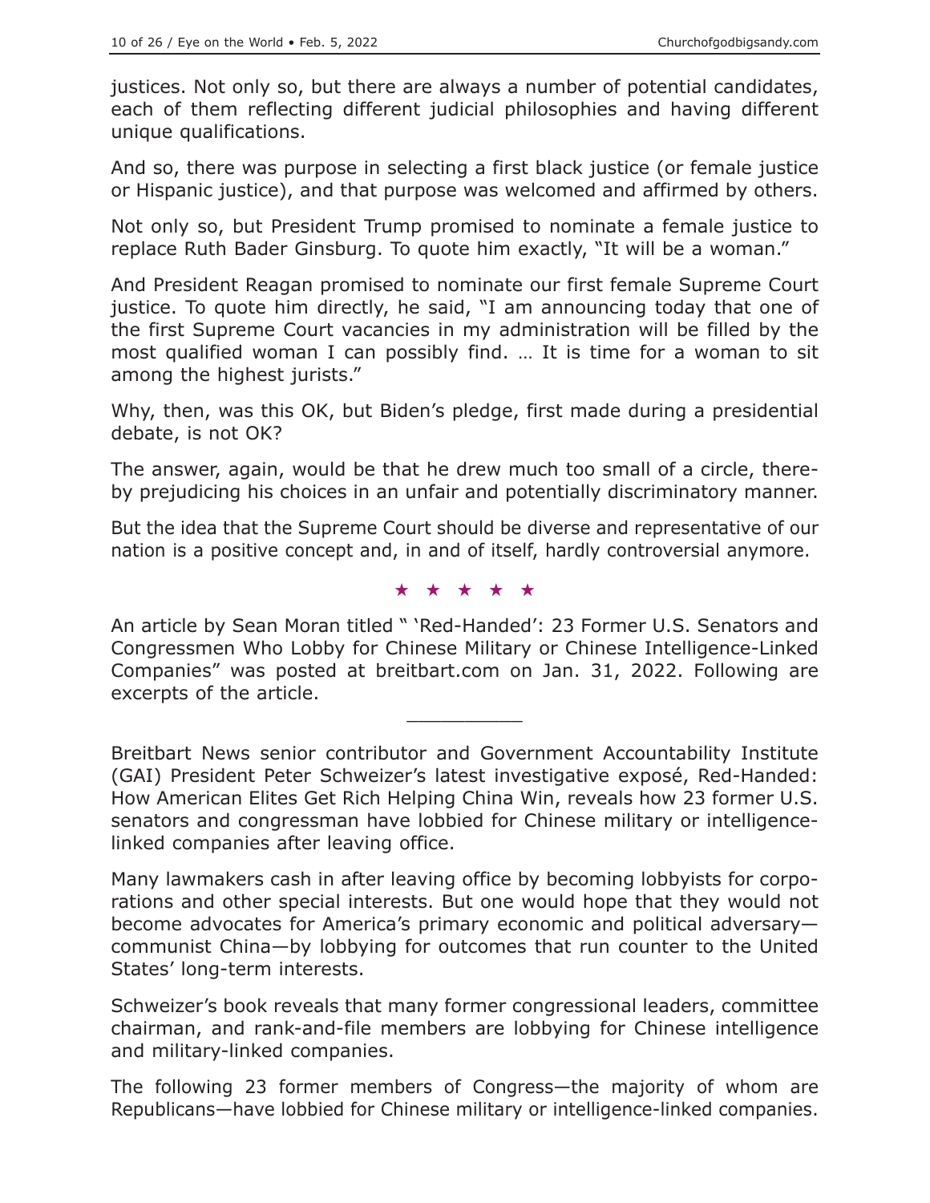justices. Not only so, but there are always a number of potential candidates, each of them reflecting different judicial philosophies and having different unique qualifications.

And so, there was purpose in selecting a first black justice (or female justice or Hispanic justice), and that purpose was welcomed and affirmed by others.

Not only so, but President Trump promised to nominate a female justice to replace Ruth Bader Ginsburg. To quote him exactly, "It will be a woman."

And President Reagan promised to nominate our first female Supreme Court justice. To quote him directly, he said, "I am announcing today that one of the first Supreme Court vacancies in my administration will be filled by the most qualified woman I can possibly find. … It is time for a woman to sit among the highest jurists."

Why, then, was this OK, but Biden's pledge, first made during a presidential debate, is not OK?

The answer, again, would be that he drew much too small of a circle, thereby prejudicing his choices in an unfair and potentially discriminatory manner.

But the idea that the Supreme Court should be diverse and representative of our nation is a positive concept and, in and of itself, hardly controversial anymore.

★ ★ ★ ★ ★

An article by Sean Moran titled " 'Red-Handed': 23 Former U.S. Senators and Congressmen Who Lobby for Chinese Military or Chinese Intelligence-Linked Companies" was posted at breitbart.com on Jan. 31, 2022. Following are excerpts of the article.

---

Breitbart News senior contributor and Government Accountability Institute (GAI) President Peter Schweizer's latest investigative exposé, Red-Handed: How American Elites Get Rich Helping China Win, reveals how 23 former U.S. senators and congressman have lobbied for Chinese military or intelligence-linked companies after leaving office.

Many lawmakers cash in after leaving office by becoming lobbyists for corporations and other special interests. But one would hope that they would not become advocates for America's primary economic and political adversary—communist China—by lobbying for outcomes that run counter to the United States' long-term interests.

Schweizer's book reveals that many former congressional leaders, committee chairman, and rank-and-file members are lobbying for Chinese intelligence and military-linked companies.

The following 23 former members of Congress—the majority of whom are Republicans—have lobbied for Chinese military or intelligence-linked companies.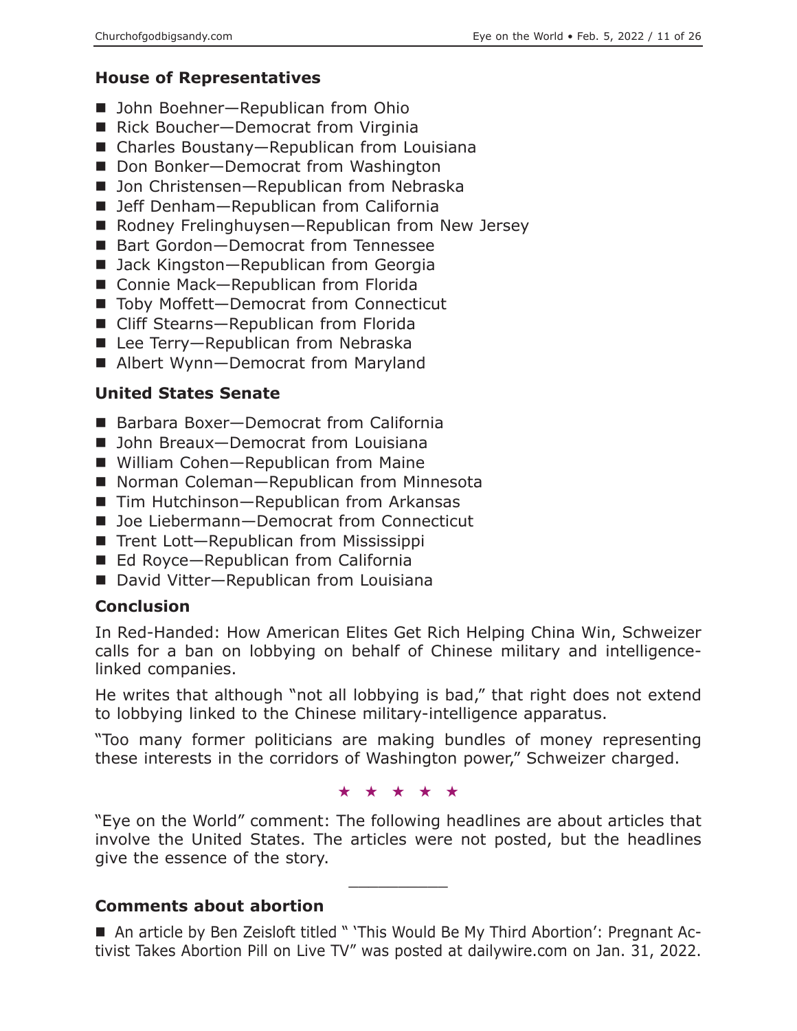### House of Representatives

- John Boehner—Republican from Ohio
- Rick Boucher—Democrat from Virginia
- Charles Boustany—Republican from Louisiana
- Don Bonker—Democrat from Washington
- Jon Christensen—Republican from Nebraska
- Jeff Denham—Republican from California
- Rodney Frelinghuysen—Republican from New Jersey
- Bart Gordon—Democrat from Tennessee
- Jack Kingston—Republican from Georgia
- Connie Mack—Republican from Florida
- Toby Moffett—Democrat from Connecticut
- Cliff Stearns—Republican from Florida
- Lee Terry—Republican from Nebraska
- Albert Wynn—Democrat from Maryland

### United States Senate

- Barbara Boxer—Democrat from California
- John Breaux—Democrat from Louisiana
- William Cohen—Republican from Maine
- Norman Coleman—Republican from Minnesota
- Tim Hutchinson—Republican from Arkansas
- Joe Liebermann—Democrat from Connecticut
- Trent Lott—Republican from Mississippi
- Ed Royce—Republican from California
- David Vitter—Republican from Louisiana

### Conclusion

In Red-Handed: How American Elites Get Rich Helping China Win, Schweizer calls for a ban on lobbying on behalf of Chinese military and intelligence-linked companies.

He writes that although "not all lobbying is bad," that right does not extend to lobbying linked to the Chinese military-intelligence apparatus.

"Too many former politicians are making bundles of money representing these interests in the corridors of Washington power," Schweizer charged.

★ ★ ★ ★ ★

"Eye on the World" comment: The following headlines are about articles that involve the United States. The articles were not posted, but the headlines give the essence of the story.

---

### Comments about abortion

- An article by Ben Zeisloft titled " 'This Would Be My Third Abortion': Pregnant Activist Takes Abortion Pill on Live TV" was posted at dailywire.com on Jan. 31, 2022.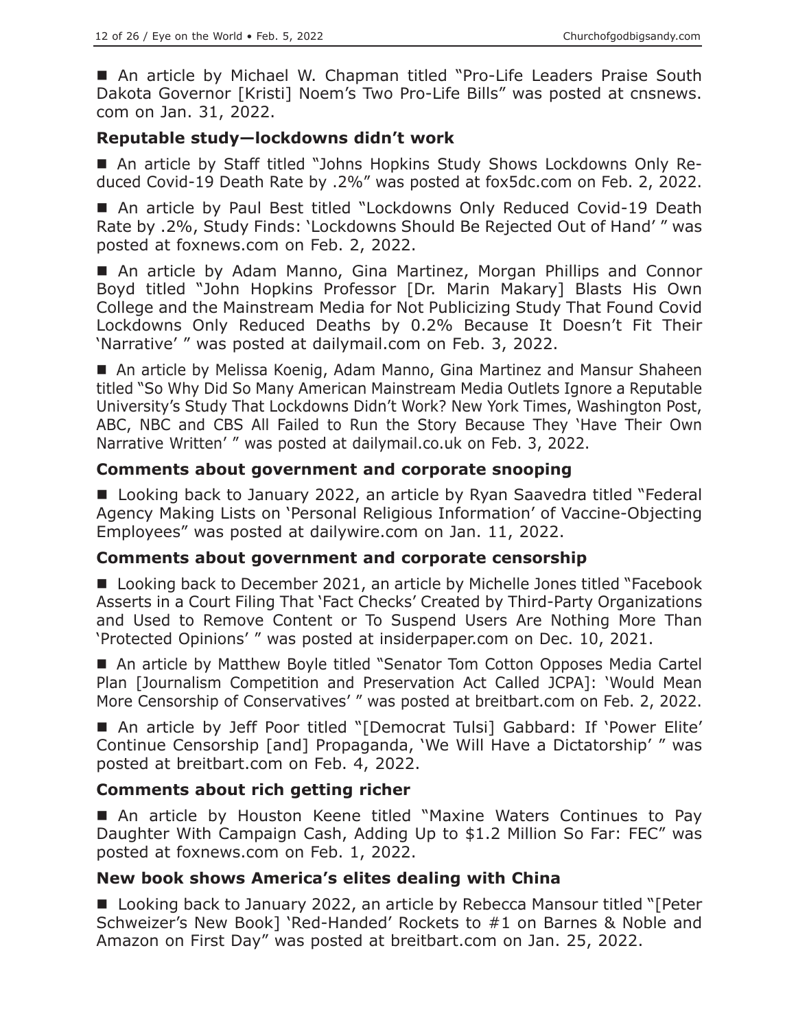■ An article by Michael W. Chapman titled "Pro-Life Leaders Praise South Dakota Governor [Kristi] Noem's Two Pro-Life Bills" was posted at cnsnews.com on Jan. 31, 2022.

### Reputable study—lockdowns didn't work

■ An article by Staff titled "Johns Hopkins Study Shows Lockdowns Only Reduced Covid-19 Death Rate by .2%" was posted at fox5dc.com on Feb. 2, 2022.

■ An article by Paul Best titled "Lockdowns Only Reduced Covid-19 Death Rate by .2%, Study Finds: 'Lockdowns Should Be Rejected Out of Hand' " was posted at foxnews.com on Feb. 2, 2022.

■ An article by Adam Manno, Gina Martinez, Morgan Phillips and Connor Boyd titled "John Hopkins Professor [Dr. Marin Makary] Blasts His Own College and the Mainstream Media for Not Publicizing Study That Found Covid Lockdowns Only Reduced Deaths by 0.2% Because It Doesn't Fit Their 'Narrative' " was posted at dailymail.com on Feb. 3, 2022.

■ An article by Melissa Koenig, Adam Manno, Gina Martinez and Mansur Shaheen titled "So Why Did So Many American Mainstream Media Outlets Ignore a Reputable University's Study That Lockdowns Didn't Work? New York Times, Washington Post, ABC, NBC and CBS All Failed to Run the Story Because They 'Have Their Own Narrative Written' " was posted at dailymail.co.uk on Feb. 3, 2022.

### Comments about government and corporate snooping

■ Looking back to January 2022, an article by Ryan Saavedra titled "Federal Agency Making Lists on 'Personal Religious Information' of Vaccine-Objecting Employees" was posted at dailywire.com on Jan. 11, 2022.

### Comments about government and corporate censorship

■ Looking back to December 2021, an article by Michelle Jones titled "Facebook Asserts in a Court Filing That 'Fact Checks' Created by Third-Party Organizations and Used to Remove Content or To Suspend Users Are Nothing More Than 'Protected Opinions' " was posted at insiderpaper.com on Dec. 10, 2021.

■ An article by Matthew Boyle titled "Senator Tom Cotton Opposes Media Cartel Plan [Journalism Competition and Preservation Act Called JCPA]: 'Would Mean More Censorship of Conservatives' " was posted at breitbart.com on Feb. 2, 2022.

■ An article by Jeff Poor titled "[Democrat Tulsi] Gabbard: If 'Power Elite' Continue Censorship [and] Propaganda, 'We Will Have a Dictatorship' " was posted at breitbart.com on Feb. 4, 2022.

### Comments about rich getting richer

■ An article by Houston Keene titled "Maxine Waters Continues to Pay Daughter With Campaign Cash, Adding Up to $1.2 Million So Far: FEC" was posted at foxnews.com on Feb. 1, 2022.

### New book shows America's elites dealing with China

■ Looking back to January 2022, an article by Rebecca Mansour titled "[Peter Schweizer's New Book] 'Red-Handed' Rockets to #1 on Barnes & Noble and Amazon on First Day" was posted at breitbart.com on Jan. 25, 2022.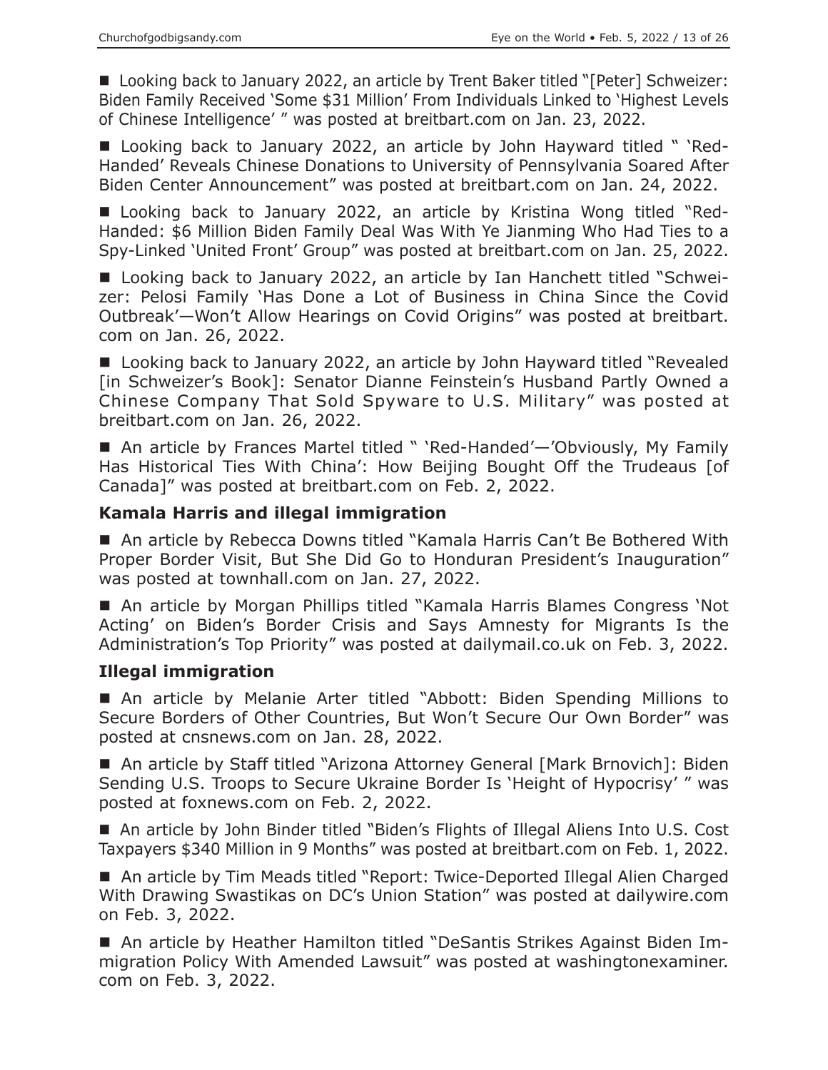■ Looking back to January 2022, an article by Trent Baker titled "[Peter] Schweizer: Biden Family Received 'Some $31 Million' From Individuals Linked to 'Highest Levels of Chinese Intelligence' " was posted at breitbart.com on Jan. 23, 2022.

■ Looking back to January 2022, an article by John Hayward titled " 'Red-Handed' Reveals Chinese Donations to University of Pennsylvania Soared After Biden Center Announcement" was posted at breitbart.com on Jan. 24, 2022.

■ Looking back to January 2022, an article by Kristina Wong titled "Red-Handed: $6 Million Biden Family Deal Was With Ye Jianming Who Had Ties to a Spy-Linked 'United Front' Group" was posted at breitbart.com on Jan. 25, 2022.

■ Looking back to January 2022, an article by Ian Hanchett titled "Schweizer: Pelosi Family 'Has Done a Lot of Business in China Since the Covid Outbreak'—Won't Allow Hearings on Covid Origins" was posted at breitbart.com on Jan. 26, 2022.

■ Looking back to January 2022, an article by John Hayward titled "Revealed [in Schweizer's Book]: Senator Dianne Feinstein's Husband Partly Owned a Chinese Company That Sold Spyware to U.S. Military" was posted at breitbart.com on Jan. 26, 2022.

■ An article by Frances Martel titled " 'Red-Handed'—'Obviously, My Family Has Historical Ties With China': How Beijing Bought Off the Trudeaus [of Canada]" was posted at breitbart.com on Feb. 2, 2022.

### Kamala Harris and illegal immigration

■ An article by Rebecca Downs titled "Kamala Harris Can't Be Bothered With Proper Border Visit, But She Did Go to Honduran President's Inauguration" was posted at townhall.com on Jan. 27, 2022.

■ An article by Morgan Phillips titled "Kamala Harris Blames Congress 'Not Acting' on Biden's Border Crisis and Says Amnesty for Migrants Is the Administration's Top Priority" was posted at dailymail.co.uk on Feb. 3, 2022.

### Illegal immigration

■ An article by Melanie Arter titled "Abbott: Biden Spending Millions to Secure Borders of Other Countries, But Won't Secure Our Own Border" was posted at cnsnews.com on Jan. 28, 2022.

■ An article by Staff titled "Arizona Attorney General [Mark Brnovich]: Biden Sending U.S. Troops to Secure Ukraine Border Is 'Height of Hypocrisy' " was posted at foxnews.com on Feb. 2, 2022.

■ An article by John Binder titled "Biden's Flights of Illegal Aliens Into U.S. Cost Taxpayers $340 Million in 9 Months" was posted at breitbart.com on Feb. 1, 2022.

■ An article by Tim Meads titled "Report: Twice-Deported Illegal Alien Charged With Drawing Swastikas on DC's Union Station" was posted at dailywire.com on Feb. 3, 2022.

■ An article by Heather Hamilton titled "DeSantis Strikes Against Biden Immigration Policy With Amended Lawsuit" was posted at washingtonexaminer.com on Feb. 3, 2022.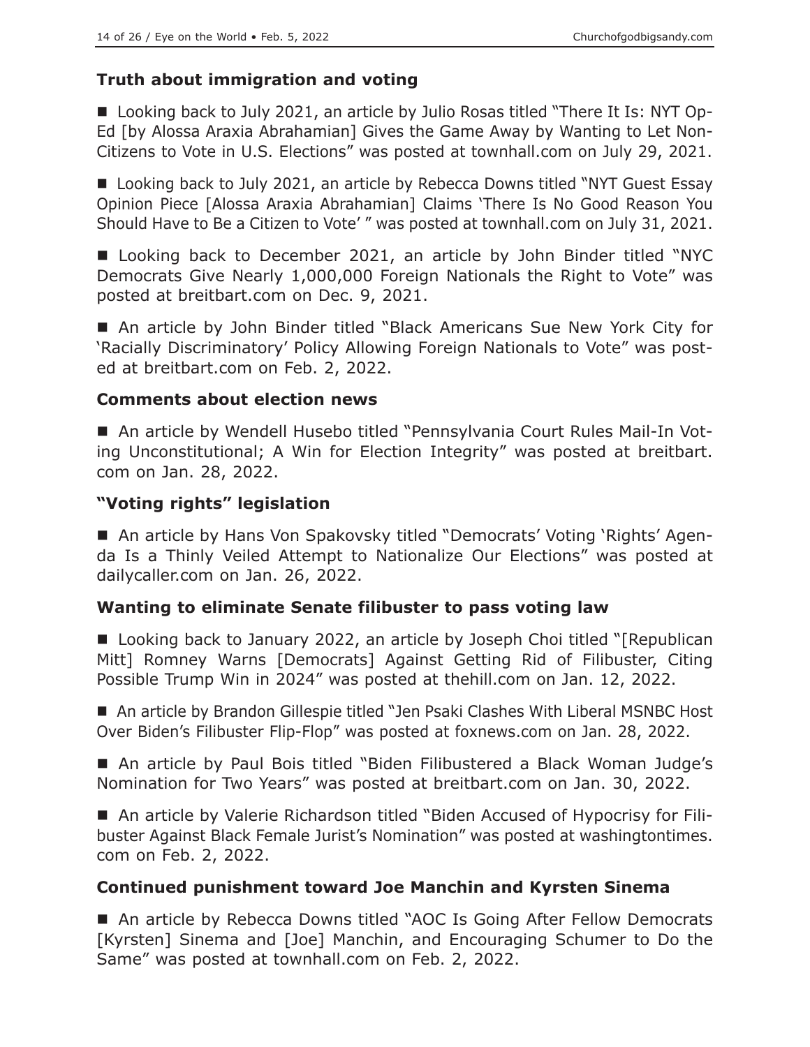### Truth about immigration and voting

- Looking back to July 2021, an article by Julio Rosas titled "There It Is: NYT Op-Ed [by Alossa Araxia Abrahamian] Gives the Game Away by Wanting to Let Non-Citizens to Vote in U.S. Elections" was posted at townhall.com on July 29, 2021.

- Looking back to July 2021, an article by Rebecca Downs titled "NYT Guest Essay Opinion Piece [Alossa Araxia Abrahamian] Claims 'There Is No Good Reason You Should Have to Be a Citizen to Vote' " was posted at townhall.com on July 31, 2021.

- Looking back to December 2021, an article by John Binder titled "NYC Democrats Give Nearly 1,000,000 Foreign Nationals the Right to Vote" was posted at breitbart.com on Dec. 9, 2021.

- An article by John Binder titled "Black Americans Sue New York City for 'Racially Discriminatory' Policy Allowing Foreign Nationals to Vote" was posted at breitbart.com on Feb. 2, 2022.

### Comments about election news

- An article by Wendell Husebo titled "Pennsylvania Court Rules Mail-In Voting Unconstitutional; A Win for Election Integrity" was posted at breitbart.com on Jan. 28, 2022.

### "Voting rights" legislation

- An article by Hans Von Spakovsky titled "Democrats' Voting 'Rights' Agenda Is a Thinly Veiled Attempt to Nationalize Our Elections" was posted at dailycaller.com on Jan. 26, 2022.

### Wanting to eliminate Senate filibuster to pass voting law

- Looking back to January 2022, an article by Joseph Choi titled "[Republican Mitt] Romney Warns [Democrats] Against Getting Rid of Filibuster, Citing Possible Trump Win in 2024" was posted at thehill.com on Jan. 12, 2022.

- An article by Brandon Gillespie titled "Jen Psaki Clashes With Liberal MSNBC Host Over Biden's Filibuster Flip-Flop" was posted at foxnews.com on Jan. 28, 2022.

- An article by Paul Bois titled "Biden Filibustered a Black Woman Judge's Nomination for Two Years" was posted at breitbart.com on Jan. 30, 2022.

- An article by Valerie Richardson titled "Biden Accused of Hypocrisy for Filibuster Against Black Female Jurist's Nomination" was posted at washingtontimes.com on Feb. 2, 2022.

### Continued punishment toward Joe Manchin and Kyrsten Sinema

- An article by Rebecca Downs titled "AOC Is Going After Fellow Democrats [Kyrsten] Sinema and [Joe] Manchin, and Encouraging Schumer to Do the Same" was posted at townhall.com on Feb. 2, 2022.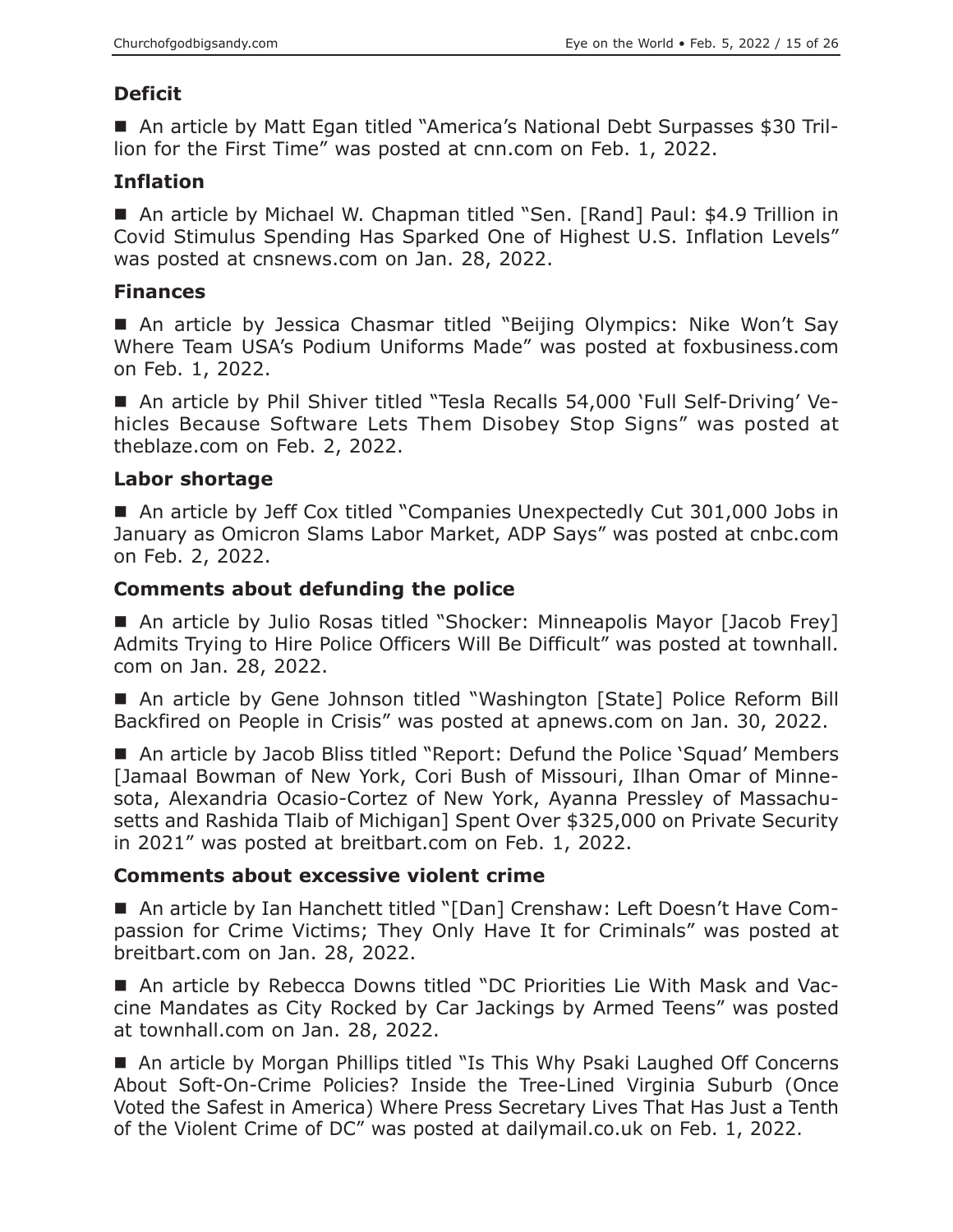### Deficit

■ An article by Matt Egan titled "America's National Debt Surpasses $30 Trillion for the First Time" was posted at cnn.com on Feb. 1, 2022.

### Inflation

■ An article by Michael W. Chapman titled "Sen. [Rand] Paul: $4.9 Trillion in Covid Stimulus Spending Has Sparked One of Highest U.S. Inflation Levels" was posted at cnsnews.com on Jan. 28, 2022.

### Finances

■ An article by Jessica Chasmar titled "Beijing Olympics: Nike Won't Say Where Team USA's Podium Uniforms Made" was posted at foxbusiness.com on Feb. 1, 2022.

■ An article by Phil Shiver titled "Tesla Recalls 54,000 'Full Self-Driving' Vehicles Because Software Lets Them Disobey Stop Signs" was posted at theblaze.com on Feb. 2, 2022.

### Labor shortage

■ An article by Jeff Cox titled "Companies Unexpectedly Cut 301,000 Jobs in January as Omicron Slams Labor Market, ADP Says" was posted at cnbc.com on Feb. 2, 2022.

### Comments about defunding the police

■ An article by Julio Rosas titled "Shocker: Minneapolis Mayor [Jacob Frey] Admits Trying to Hire Police Officers Will Be Difficult" was posted at townhall.com on Jan. 28, 2022.

■ An article by Gene Johnson titled "Washington [State] Police Reform Bill Backfired on People in Crisis" was posted at apnews.com on Jan. 30, 2022.

■ An article by Jacob Bliss titled "Report: Defund the Police 'Squad' Members [Jamaal Bowman of New York, Cori Bush of Missouri, Ilhan Omar of Minnesota, Alexandria Ocasio-Cortez of New York, Ayanna Pressley of Massachusetts and Rashida Tlaib of Michigan] Spent Over $325,000 on Private Security in 2021" was posted at breitbart.com on Feb. 1, 2022.

### Comments about excessive violent crime

■ An article by Ian Hanchett titled "[Dan] Crenshaw: Left Doesn't Have Compassion for Crime Victims; They Only Have It for Criminals" was posted at breitbart.com on Jan. 28, 2022.

■ An article by Rebecca Downs titled "DC Priorities Lie With Mask and Vaccine Mandates as City Rocked by Car Jackings by Armed Teens" was posted at townhall.com on Jan. 28, 2022.

■ An article by Morgan Phillips titled "Is This Why Psaki Laughed Off Concerns About Soft-On-Crime Policies? Inside the Tree-Lined Virginia Suburb (Once Voted the Safest in America) Where Press Secretary Lives That Has Just a Tenth of the Violent Crime of DC" was posted at dailymail.co.uk on Feb. 1, 2022.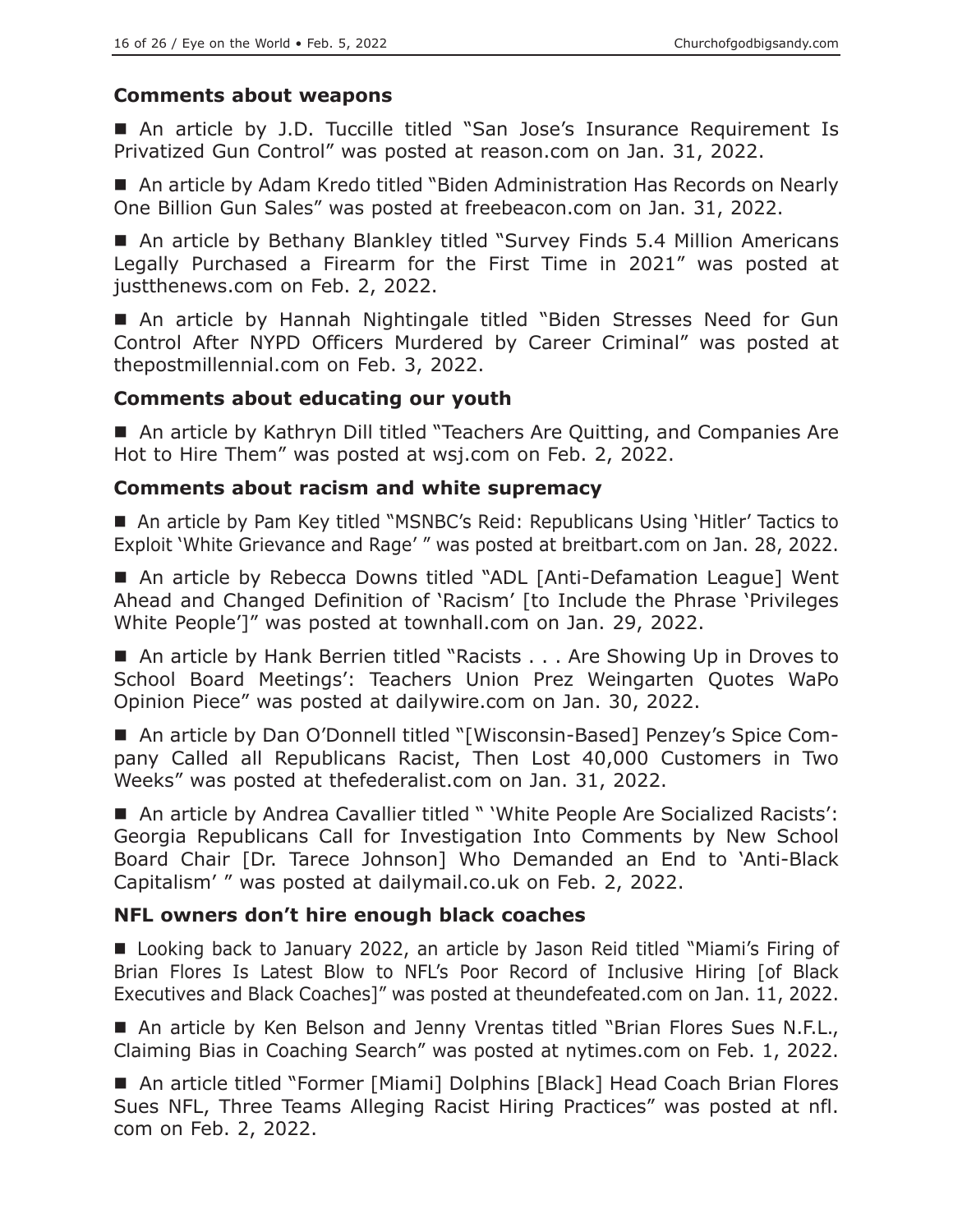### Comments about weapons

■ An article by J.D. Tuccille titled "San Jose's Insurance Requirement Is Privatized Gun Control" was posted at reason.com on Jan. 31, 2022.

■ An article by Adam Kredo titled "Biden Administration Has Records on Nearly One Billion Gun Sales" was posted at freebeacon.com on Jan. 31, 2022.

■ An article by Bethany Blankley titled "Survey Finds 5.4 Million Americans Legally Purchased a Firearm for the First Time in 2021" was posted at justthenews.com on Feb. 2, 2022.

■ An article by Hannah Nightingale titled "Biden Stresses Need for Gun Control After NYPD Officers Murdered by Career Criminal" was posted at thepostmillennial.com on Feb. 3, 2022.

### Comments about educating our youth

■ An article by Kathryn Dill titled "Teachers Are Quitting, and Companies Are Hot to Hire Them" was posted at wsj.com on Feb. 2, 2022.

### Comments about racism and white supremacy

■ An article by Pam Key titled "MSNBC's Reid: Republicans Using 'Hitler' Tactics to Exploit 'White Grievance and Rage' " was posted at breitbart.com on Jan. 28, 2022.

■ An article by Rebecca Downs titled "ADL [Anti-Defamation League] Went Ahead and Changed Definition of 'Racism' [to Include the Phrase 'Privileges White People']" was posted at townhall.com on Jan. 29, 2022.

■ An article by Hank Berrien titled "Racists . . . Are Showing Up in Droves to School Board Meetings': Teachers Union Prez Weingarten Quotes WaPo Opinion Piece" was posted at dailywire.com on Jan. 30, 2022.

■ An article by Dan O'Donnell titled "[Wisconsin-Based] Penzey's Spice Company Called all Republicans Racist, Then Lost 40,000 Customers in Two Weeks" was posted at thefederalist.com on Jan. 31, 2022.

■ An article by Andrea Cavallier titled " 'White People Are Socialized Racists': Georgia Republicans Call for Investigation Into Comments by New School Board Chair [Dr. Tarece Johnson] Who Demanded an End to 'Anti-Black Capitalism' " was posted at dailymail.co.uk on Feb. 2, 2022.

### NFL owners don't hire enough black coaches

■ Looking back to January 2022, an article by Jason Reid titled "Miami's Firing of Brian Flores Is Latest Blow to NFL's Poor Record of Inclusive Hiring [of Black Executives and Black Coaches]" was posted at theundefeated.com on Jan. 11, 2022.

■ An article by Ken Belson and Jenny Vrentas titled "Brian Flores Sues N.F.L., Claiming Bias in Coaching Search" was posted at nytimes.com on Feb. 1, 2022.

■ An article titled "Former [Miami] Dolphins [Black] Head Coach Brian Flores Sues NFL, Three Teams Alleging Racist Hiring Practices" was posted at nfl.com on Feb. 2, 2022.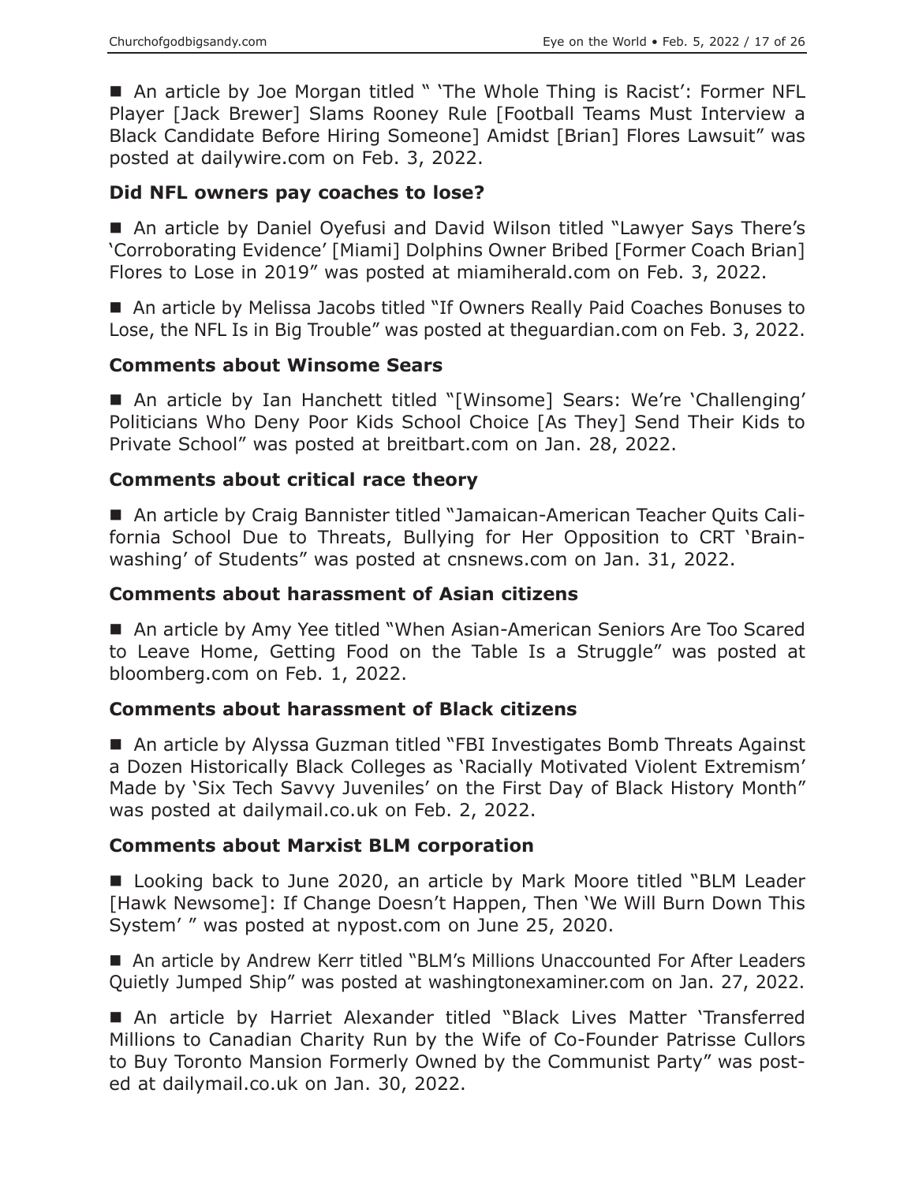■ An article by Joe Morgan titled " 'The Whole Thing is Racist': Former NFL Player [Jack Brewer] Slams Rooney Rule [Football Teams Must Interview a Black Candidate Before Hiring Someone] Amidst [Brian] Flores Lawsuit" was posted at dailywire.com on Feb. 3, 2022.

### Did NFL owners pay coaches to lose?

■ An article by Daniel Oyefusi and David Wilson titled "Lawyer Says There's 'Corroborating Evidence' [Miami] Dolphins Owner Bribed [Former Coach Brian] Flores to Lose in 2019" was posted at miamiherald.com on Feb. 3, 2022.

■ An article by Melissa Jacobs titled "If Owners Really Paid Coaches Bonuses to Lose, the NFL Is in Big Trouble" was posted at theguardian.com on Feb. 3, 2022.

### Comments about Winsome Sears

■ An article by Ian Hanchett titled "[Winsome] Sears: We're 'Challenging' Politicians Who Deny Poor Kids School Choice [As They] Send Their Kids to Private School" was posted at breitbart.com on Jan. 28, 2022.

### Comments about critical race theory

■ An article by Craig Bannister titled "Jamaican-American Teacher Quits California School Due to Threats, Bullying for Her Opposition to CRT 'Brainwashing' of Students" was posted at cnsnews.com on Jan. 31, 2022.

### Comments about harassment of Asian citizens

■ An article by Amy Yee titled "When Asian-American Seniors Are Too Scared to Leave Home, Getting Food on the Table Is a Struggle" was posted at bloomberg.com on Feb. 1, 2022.

### Comments about harassment of Black citizens

■ An article by Alyssa Guzman titled "FBI Investigates Bomb Threats Against a Dozen Historically Black Colleges as 'Racially Motivated Violent Extremism' Made by 'Six Tech Savvy Juveniles' on the First Day of Black History Month" was posted at dailymail.co.uk on Feb. 2, 2022.

### Comments about Marxist BLM corporation

■ Looking back to June 2020, an article by Mark Moore titled "BLM Leader [Hawk Newsome]: If Change Doesn't Happen, Then 'We Will Burn Down This System' " was posted at nypost.com on June 25, 2020.

■ An article by Andrew Kerr titled "BLM's Millions Unaccounted For After Leaders Quietly Jumped Ship" was posted at washingtonexaminer.com on Jan. 27, 2022.

■ An article by Harriet Alexander titled "Black Lives Matter 'Transferred Millions to Canadian Charity Run by the Wife of Co-Founder Patrisse Cullors to Buy Toronto Mansion Formerly Owned by the Communist Party" was posted at dailymail.co.uk on Jan. 30, 2022.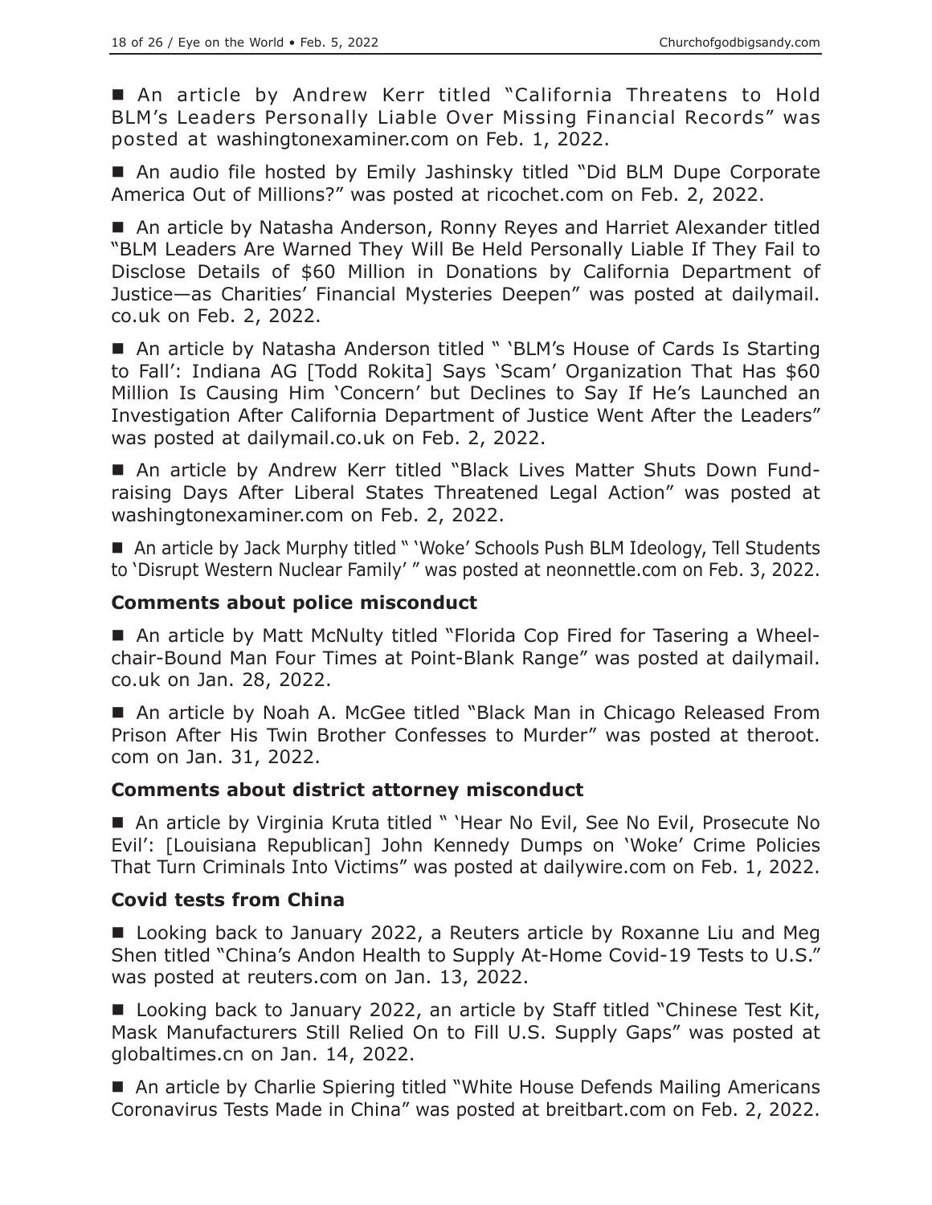■ An article by Andrew Kerr titled "California Threatens to Hold BLM's Leaders Personally Liable Over Missing Financial Records" was posted at washingtonexaminer.com on Feb. 1, 2022.

■ An audio file hosted by Emily Jashinsky titled "Did BLM Dupe Corporate America Out of Millions?" was posted at ricochet.com on Feb. 2, 2022.

■ An article by Natasha Anderson, Ronny Reyes and Harriet Alexander titled "BLM Leaders Are Warned They Will Be Held Personally Liable If They Fail to Disclose Details of $60 Million in Donations by California Department of Justice—as Charities' Financial Mysteries Deepen" was posted at dailymail.co.uk on Feb. 2, 2022.

■ An article by Natasha Anderson titled " 'BLM's House of Cards Is Starting to Fall': Indiana AG [Todd Rokita] Says 'Scam' Organization That Has $60 Million Is Causing Him 'Concern' but Declines to Say If He's Launched an Investigation After California Department of Justice Went After the Leaders" was posted at dailymail.co.uk on Feb. 2, 2022.

■ An article by Andrew Kerr titled "Black Lives Matter Shuts Down Fundraising Days After Liberal States Threatened Legal Action" was posted at washingtonexaminer.com on Feb. 2, 2022.

■ An article by Jack Murphy titled " 'Woke' Schools Push BLM Ideology, Tell Students to 'Disrupt Western Nuclear Family' " was posted at neonnettle.com on Feb. 3, 2022.

### Comments about police misconduct

■ An article by Matt McNulty titled "Florida Cop Fired for Tasering a Wheelchair-Bound Man Four Times at Point-Blank Range" was posted at dailymail.co.uk on Jan. 28, 2022.

■ An article by Noah A. McGee titled "Black Man in Chicago Released From Prison After His Twin Brother Confesses to Murder" was posted at theroot.com on Jan. 31, 2022.

### Comments about district attorney misconduct

■ An article by Virginia Kruta titled " 'Hear No Evil, See No Evil, Prosecute No Evil': [Louisiana Republican] John Kennedy Dumps on 'Woke' Crime Policies That Turn Criminals Into Victims" was posted at dailywire.com on Feb. 1, 2022.

### Covid tests from China

■ Looking back to January 2022, a Reuters article by Roxanne Liu and Meg Shen titled "China's Andon Health to Supply At-Home Covid-19 Tests to U.S." was posted at reuters.com on Jan. 13, 2022.

■ Looking back to January 2022, an article by Staff titled "Chinese Test Kit, Mask Manufacturers Still Relied On to Fill U.S. Supply Gaps" was posted at globaltimes.cn on Jan. 14, 2022.

■ An article by Charlie Spiering titled "White House Defends Mailing Americans Coronavirus Tests Made in China" was posted at breitbart.com on Feb. 2, 2022.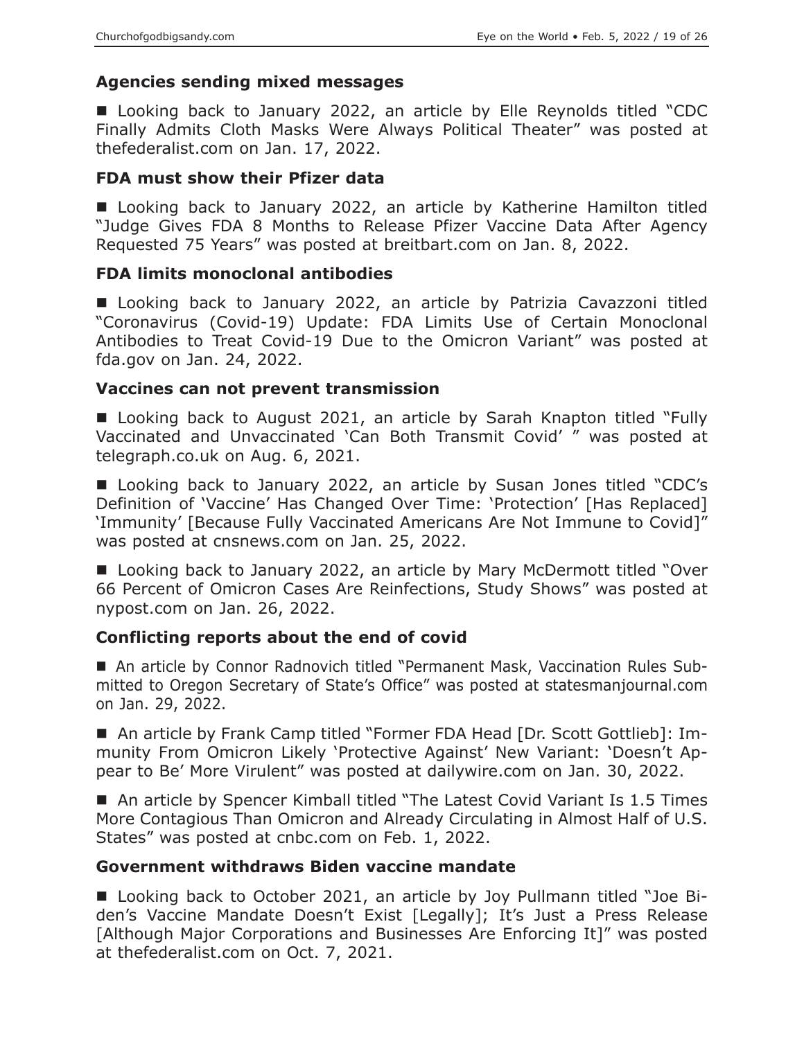### Agencies sending mixed messages

■ Looking back to January 2022, an article by Elle Reynolds titled "CDC Finally Admits Cloth Masks Were Always Political Theater" was posted at thefederalist.com on Jan. 17, 2022.

### FDA must show their Pfizer data

■ Looking back to January 2022, an article by Katherine Hamilton titled "Judge Gives FDA 8 Months to Release Pfizer Vaccine Data After Agency Requested 75 Years" was posted at breitbart.com on Jan. 8, 2022.

### FDA limits monoclonal antibodies

■ Looking back to January 2022, an article by Patrizia Cavazzoni titled "Coronavirus (Covid-19) Update: FDA Limits Use of Certain Monoclonal Antibodies to Treat Covid-19 Due to the Omicron Variant" was posted at fda.gov on Jan. 24, 2022.

### Vaccines can not prevent transmission

■ Looking back to August 2021, an article by Sarah Knapton titled "Fully Vaccinated and Unvaccinated 'Can Both Transmit Covid' " was posted at telegraph.co.uk on Aug. 6, 2021.

■ Looking back to January 2022, an article by Susan Jones titled "CDC's Definition of 'Vaccine' Has Changed Over Time: 'Protection' [Has Replaced] 'Immunity' [Because Fully Vaccinated Americans Are Not Immune to Covid]" was posted at cnsnews.com on Jan. 25, 2022.

■ Looking back to January 2022, an article by Mary McDermott titled "Over 66 Percent of Omicron Cases Are Reinfections, Study Shows" was posted at nypost.com on Jan. 26, 2022.

### Conflicting reports about the end of covid

■ An article by Connor Radnovich titled "Permanent Mask, Vaccination Rules Submitted to Oregon Secretary of State's Office" was posted at statesmanjournal.com on Jan. 29, 2022.

■ An article by Frank Camp titled "Former FDA Head [Dr. Scott Gottlieb]: Immunity From Omicron Likely 'Protective Against' New Variant: 'Doesn't Appear to Be' More Virulent" was posted at dailywire.com on Jan. 30, 2022.

■ An article by Spencer Kimball titled "The Latest Covid Variant Is 1.5 Times More Contagious Than Omicron and Already Circulating in Almost Half of U.S. States" was posted at cnbc.com on Feb. 1, 2022.

### Government withdraws Biden vaccine mandate

■ Looking back to October 2021, an article by Joy Pullmann titled "Joe Biden's Vaccine Mandate Doesn't Exist [Legally]; It's Just a Press Release [Although Major Corporations and Businesses Are Enforcing It]" was posted at thefederalist.com on Oct. 7, 2021.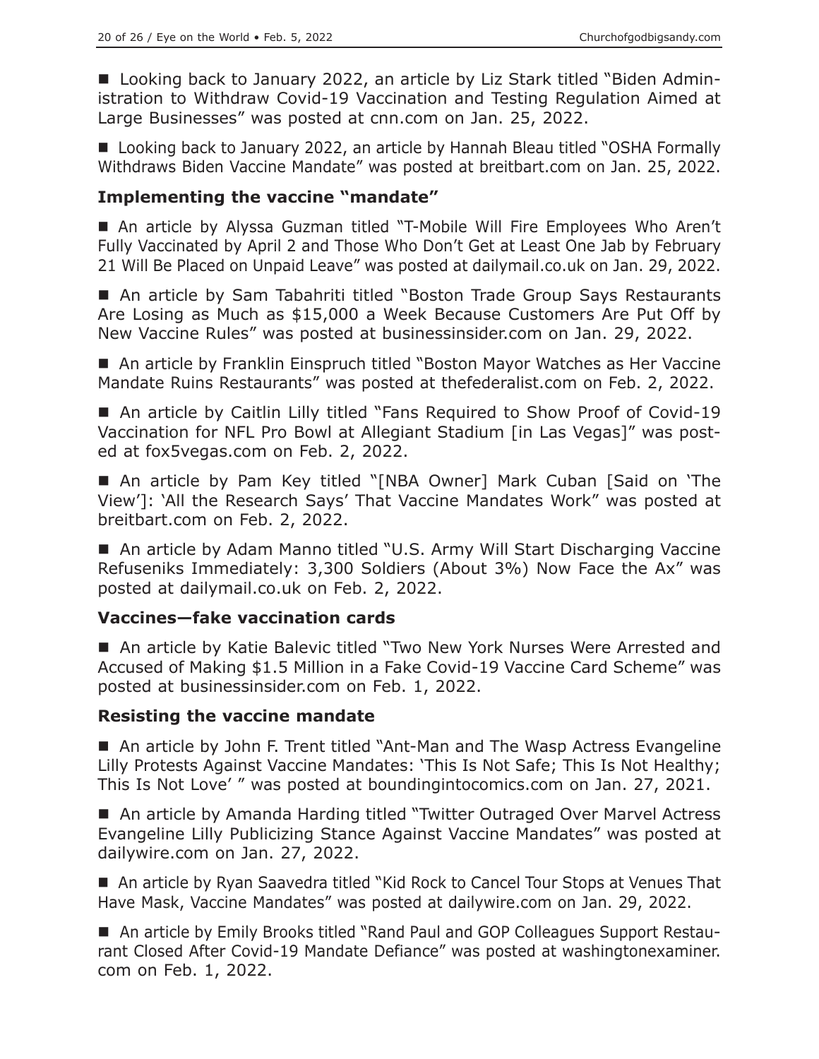■ Looking back to January 2022, an article by Liz Stark titled "Biden Administration to Withdraw Covid-19 Vaccination and Testing Regulation Aimed at Large Businesses" was posted at cnn.com on Jan. 25, 2022.

■ Looking back to January 2022, an article by Hannah Bleau titled "OSHA Formally Withdraws Biden Vaccine Mandate" was posted at breitbart.com on Jan. 25, 2022.

### Implementing the vaccine "mandate"

■ An article by Alyssa Guzman titled "T-Mobile Will Fire Employees Who Aren't Fully Vaccinated by April 2 and Those Who Don't Get at Least One Jab by February 21 Will Be Placed on Unpaid Leave" was posted at dailymail.co.uk on Jan. 29, 2022.

■ An article by Sam Tabahriti titled "Boston Trade Group Says Restaurants Are Losing as Much as $15,000 a Week Because Customers Are Put Off by New Vaccine Rules" was posted at businessinsider.com on Jan. 29, 2022.

■ An article by Franklin Einspruch titled "Boston Mayor Watches as Her Vaccine Mandate Ruins Restaurants" was posted at thefederalist.com on Feb. 2, 2022.

■ An article by Caitlin Lilly titled "Fans Required to Show Proof of Covid-19 Vaccination for NFL Pro Bowl at Allegiant Stadium [in Las Vegas]" was posted at fox5vegas.com on Feb. 2, 2022.

■ An article by Pam Key titled "[NBA Owner] Mark Cuban [Said on 'The View']: 'All the Research Says' That Vaccine Mandates Work" was posted at breitbart.com on Feb. 2, 2022.

■ An article by Adam Manno titled "U.S. Army Will Start Discharging Vaccine Refuseniks Immediately: 3,300 Soldiers (About 3%) Now Face the Ax" was posted at dailymail.co.uk on Feb. 2, 2022.

### Vaccines—fake vaccination cards

■ An article by Katie Balevic titled "Two New York Nurses Were Arrested and Accused of Making $1.5 Million in a Fake Covid-19 Vaccine Card Scheme" was posted at businessinsider.com on Feb. 1, 2022.

### Resisting the vaccine mandate

■ An article by John F. Trent titled "Ant-Man and The Wasp Actress Evangeline Lilly Protests Against Vaccine Mandates: 'This Is Not Safe; This Is Not Healthy; This Is Not Love' " was posted at boundingintocomics.com on Jan. 27, 2021.

■ An article by Amanda Harding titled "Twitter Outraged Over Marvel Actress Evangeline Lilly Publicizing Stance Against Vaccine Mandates" was posted at dailywire.com on Jan. 27, 2022.

■ An article by Ryan Saavedra titled "Kid Rock to Cancel Tour Stops at Venues That Have Mask, Vaccine Mandates" was posted at dailywire.com on Jan. 29, 2022.

■ An article by Emily Brooks titled "Rand Paul and GOP Colleagues Support Restaurant Closed After Covid-19 Mandate Defiance" was posted at washingtonexaminer.com on Feb. 1, 2022.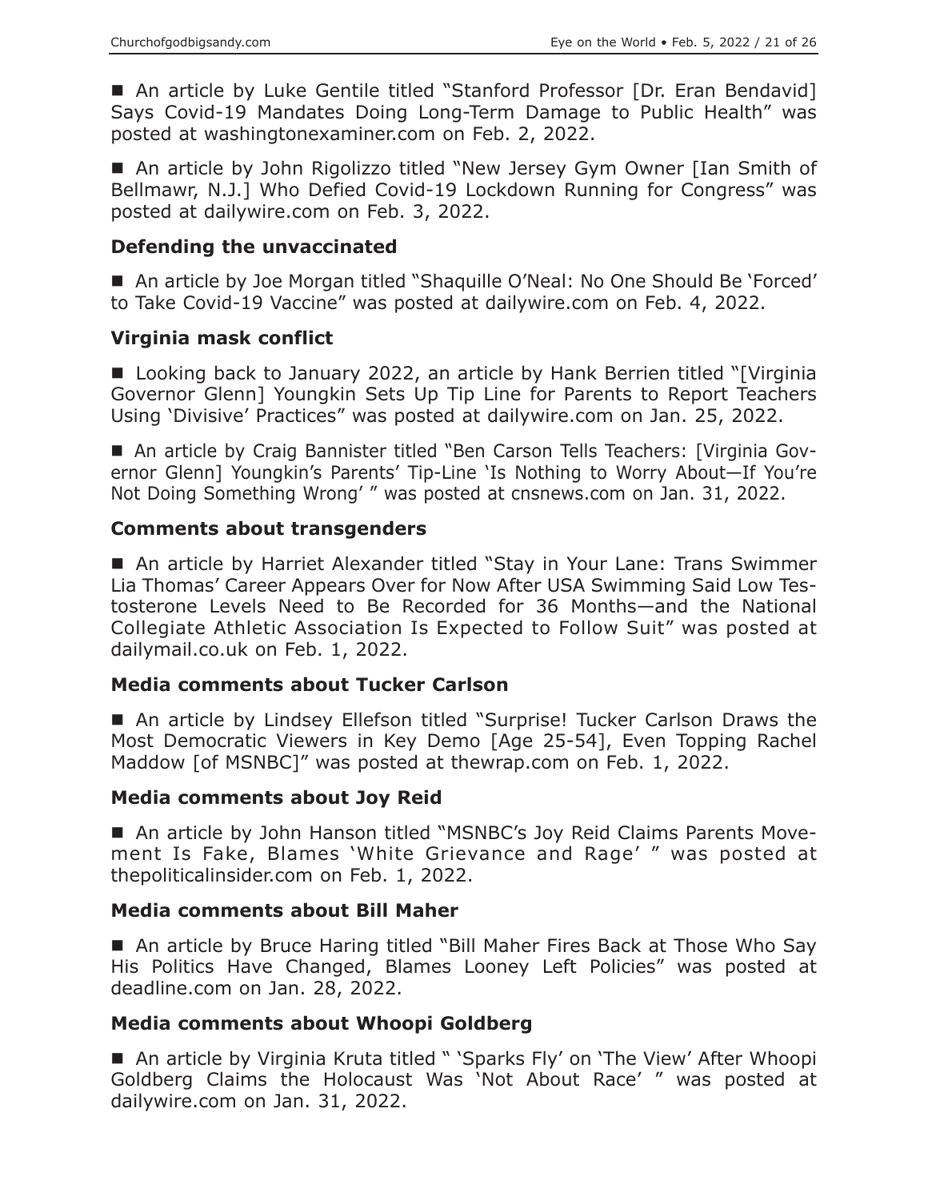■ An article by Luke Gentile titled "Stanford Professor [Dr. Eran Bendavid] Says Covid-19 Mandates Doing Long-Term Damage to Public Health" was posted at washingtonexaminer.com on Feb. 2, 2022.

■ An article by John Rigolizzo titled "New Jersey Gym Owner [Ian Smith of Bellmawr, N.J.] Who Defied Covid-19 Lockdown Running for Congress" was posted at dailywire.com on Feb. 3, 2022.

### Defending the unvaccinated

■ An article by Joe Morgan titled "Shaquille O'Neal: No One Should Be 'Forced' to Take Covid-19 Vaccine" was posted at dailywire.com on Feb. 4, 2022.

### Virginia mask conflict

■ Looking back to January 2022, an article by Hank Berrien titled "[Virginia Governor Glenn] Youngkin Sets Up Tip Line for Parents to Report Teachers Using 'Divisive' Practices" was posted at dailywire.com on Jan. 25, 2022.

■ An article by Craig Bannister titled "Ben Carson Tells Teachers: [Virginia Governor Glenn] Youngkin's Parents' Tip-Line 'Is Nothing to Worry About—If You're Not Doing Something Wrong' " was posted at cnsnews.com on Jan. 31, 2022.

### Comments about transgenders

■ An article by Harriet Alexander titled "Stay in Your Lane: Trans Swimmer Lia Thomas' Career Appears Over for Now After USA Swimming Said Low Testosterone Levels Need to Be Recorded for 36 Months—and the National Collegiate Athletic Association Is Expected to Follow Suit" was posted at dailymail.co.uk on Feb. 1, 2022.

### Media comments about Tucker Carlson

■ An article by Lindsey Ellefson titled "Surprise! Tucker Carlson Draws the Most Democratic Viewers in Key Demo [Age 25-54], Even Topping Rachel Maddow [of MSNBC]" was posted at thewrap.com on Feb. 1, 2022.

### Media comments about Joy Reid

■ An article by John Hanson titled "MSNBC's Joy Reid Claims Parents Movement Is Fake, Blames 'White Grievance and Rage' " was posted at thepoliticalinsider.com on Feb. 1, 2022.

### Media comments about Bill Maher

■ An article by Bruce Haring titled "Bill Maher Fires Back at Those Who Say His Politics Have Changed, Blames Looney Left Policies" was posted at deadline.com on Jan. 28, 2022.

### Media comments about Whoopi Goldberg

■ An article by Virginia Kruta titled " 'Sparks Fly' on 'The View' After Whoopi Goldberg Claims the Holocaust Was 'Not About Race' " was posted at dailywire.com on Jan. 31, 2022.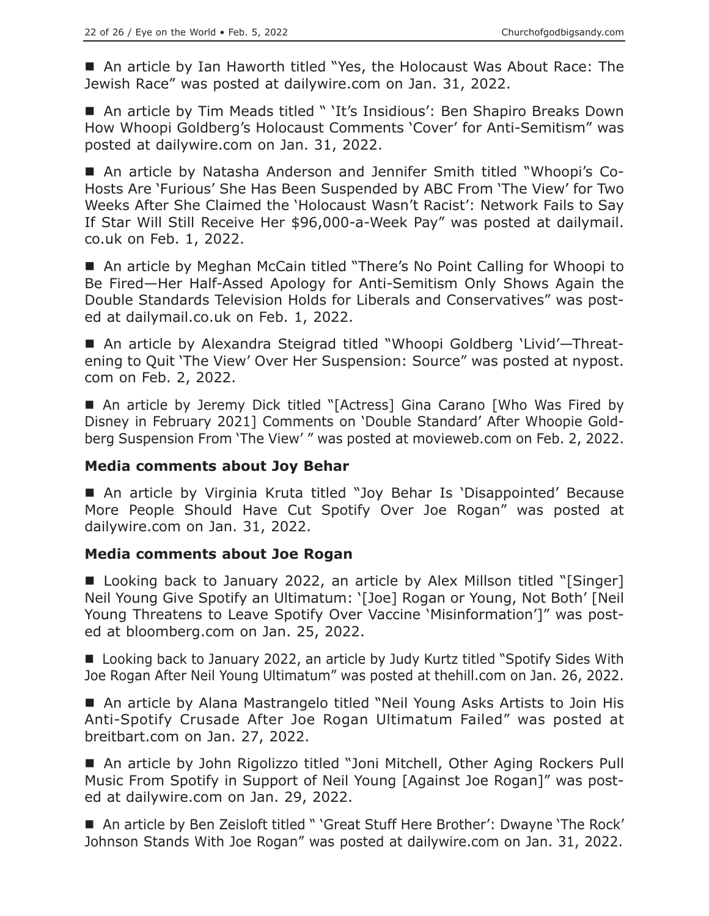■ An article by Ian Haworth titled "Yes, the Holocaust Was About Race: The Jewish Race" was posted at dailywire.com on Jan. 31, 2022.

■ An article by Tim Meads titled " 'It's Insidious': Ben Shapiro Breaks Down How Whoopi Goldberg's Holocaust Comments 'Cover' for Anti-Semitism" was posted at dailywire.com on Jan. 31, 2022.

■ An article by Natasha Anderson and Jennifer Smith titled "Whoopi's Co-Hosts Are 'Furious' She Has Been Suspended by ABC From 'The View' for Two Weeks After She Claimed the 'Holocaust Wasn't Racist': Network Fails to Say If Star Will Still Receive Her $96,000-a-Week Pay" was posted at dailymail.co.uk on Feb. 1, 2022.

■ An article by Meghan McCain titled "There's No Point Calling for Whoopi to Be Fired—Her Half-Assed Apology for Anti-Semitism Only Shows Again the Double Standards Television Holds for Liberals and Conservatives" was posted at dailymail.co.uk on Feb. 1, 2022.

■ An article by Alexandra Steigrad titled "Whoopi Goldberg 'Livid'—Threatening to Quit 'The View' Over Her Suspension: Source" was posted at nypost.com on Feb. 2, 2022.

■ An article by Jeremy Dick titled "[Actress] Gina Carano [Who Was Fired by Disney in February 2021] Comments on 'Double Standard' After Whoopie Goldberg Suspension From 'The View' " was posted at movieweb.com on Feb. 2, 2022.

### Media comments about Joy Behar

■ An article by Virginia Kruta titled "Joy Behar Is 'Disappointed' Because More People Should Have Cut Spotify Over Joe Rogan" was posted at dailywire.com on Jan. 31, 2022.

### Media comments about Joe Rogan

■ Looking back to January 2022, an article by Alex Millson titled "[Singer] Neil Young Give Spotify an Ultimatum: '[Joe] Rogan or Young, Not Both' [Neil Young Threatens to Leave Spotify Over Vaccine 'Misinformation']" was posted at bloomberg.com on Jan. 25, 2022.

■ Looking back to January 2022, an article by Judy Kurtz titled "Spotify Sides With Joe Rogan After Neil Young Ultimatum" was posted at thehill.com on Jan. 26, 2022.

■ An article by Alana Mastrangelo titled "Neil Young Asks Artists to Join His Anti-Spotify Crusade After Joe Rogan Ultimatum Failed" was posted at breitbart.com on Jan. 27, 2022.

■ An article by John Rigolizzo titled "Joni Mitchell, Other Aging Rockers Pull Music From Spotify in Support of Neil Young [Against Joe Rogan]" was posted at dailywire.com on Jan. 29, 2022.

■ An article by Ben Zeisloft titled " 'Great Stuff Here Brother': Dwayne 'The Rock' Johnson Stands With Joe Rogan" was posted at dailywire.com on Jan. 31, 2022.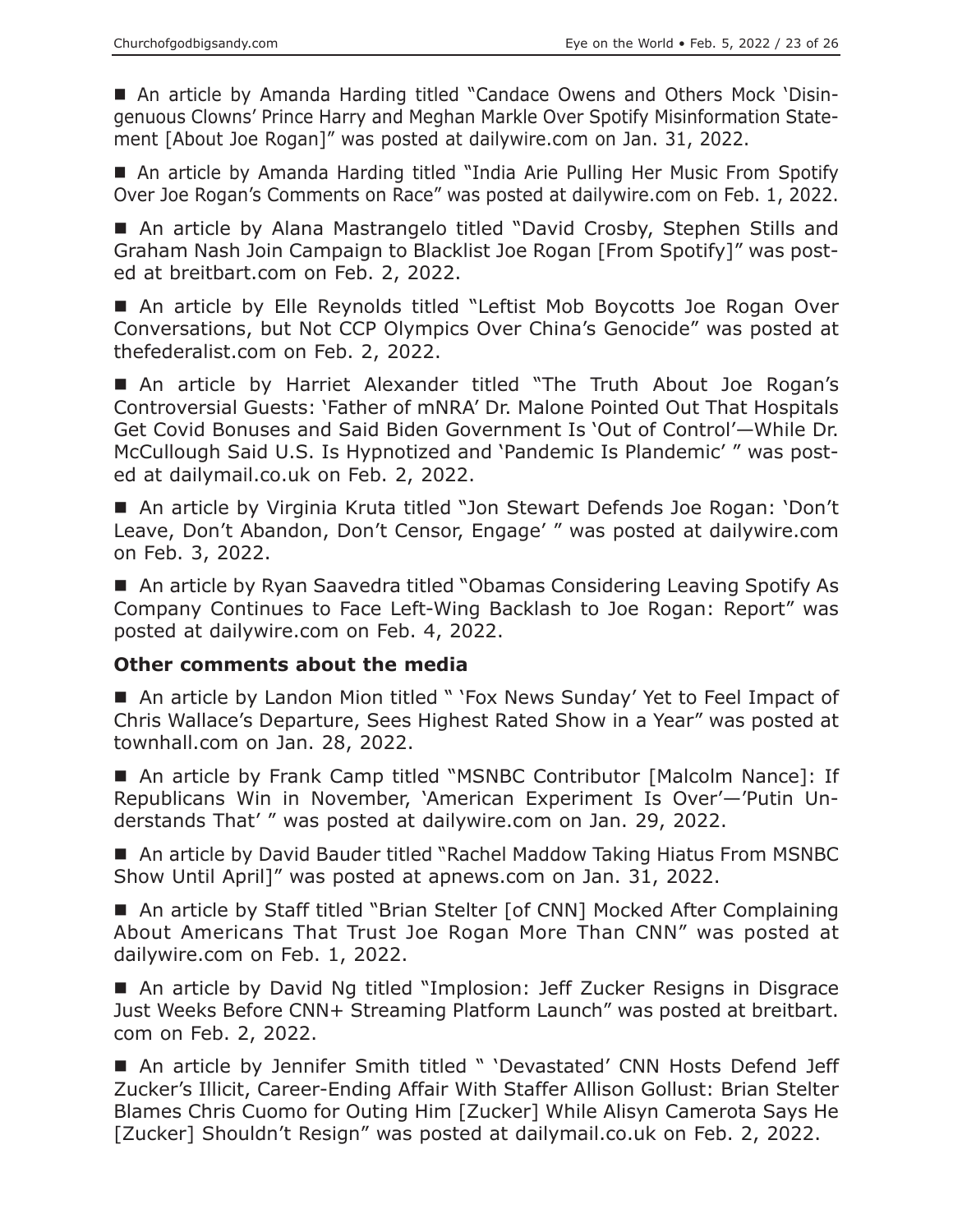- An article by Amanda Harding titled "Candace Owens and Others Mock 'Disingenuous Clowns' Prince Harry and Meghan Markle Over Spotify Misinformation Statement [About Joe Rogan]" was posted at dailywire.com on Jan. 31, 2022.

- An article by Amanda Harding titled "India Arie Pulling Her Music From Spotify Over Joe Rogan's Comments on Race" was posted at dailywire.com on Feb. 1, 2022.

- An article by Alana Mastrangelo titled "David Crosby, Stephen Stills and Graham Nash Join Campaign to Blacklist Joe Rogan [From Spotify]" was posted at breitbart.com on Feb. 2, 2022.

- An article by Elle Reynolds titled "Leftist Mob Boycotts Joe Rogan Over Conversations, but Not CCP Olympics Over China's Genocide" was posted at thefederalist.com on Feb. 2, 2022.

- An article by Harriet Alexander titled "The Truth About Joe Rogan's Controversial Guests: 'Father of mNRA' Dr. Malone Pointed Out That Hospitals Get Covid Bonuses and Said Biden Government Is 'Out of Control'—While Dr. McCullough Said U.S. Is Hypnotized and 'Pandemic Is Plandemic' " was posted at dailymail.co.uk on Feb. 2, 2022.

- An article by Virginia Kruta titled "Jon Stewart Defends Joe Rogan: 'Don't Leave, Don't Abandon, Don't Censor, Engage' " was posted at dailywire.com on Feb. 3, 2022.

- An article by Ryan Saavedra titled "Obamas Considering Leaving Spotify As Company Continues to Face Left-Wing Backlash to Joe Rogan: Report" was posted at dailywire.com on Feb. 4, 2022.

### Other comments about the media

- An article by Landon Mion titled " 'Fox News Sunday' Yet to Feel Impact of Chris Wallace's Departure, Sees Highest Rated Show in a Year" was posted at townhall.com on Jan. 28, 2022.

- An article by Frank Camp titled "MSNBC Contributor [Malcolm Nance]: If Republicans Win in November, 'American Experiment Is Over'—'Putin Understands That' " was posted at dailywire.com on Jan. 29, 2022.

- An article by David Bauder titled "Rachel Maddow Taking Hiatus From MSNBC Show Until April]" was posted at apnews.com on Jan. 31, 2022.

- An article by Staff titled "Brian Stelter [of CNN] Mocked After Complaining About Americans That Trust Joe Rogan More Than CNN" was posted at dailywire.com on Feb. 1, 2022.

- An article by David Ng titled "Implosion: Jeff Zucker Resigns in Disgrace Just Weeks Before CNN+ Streaming Platform Launch" was posted at breitbart.com on Feb. 2, 2022.

- An article by Jennifer Smith titled " 'Devastated' CNN Hosts Defend Jeff Zucker's Illicit, Career-Ending Affair With Staffer Allison Gollust: Brian Stelter Blames Chris Cuomo for Outing Him [Zucker] While Alisyn Camerota Says He [Zucker] Shouldn't Resign" was posted at dailymail.co.uk on Feb. 2, 2022.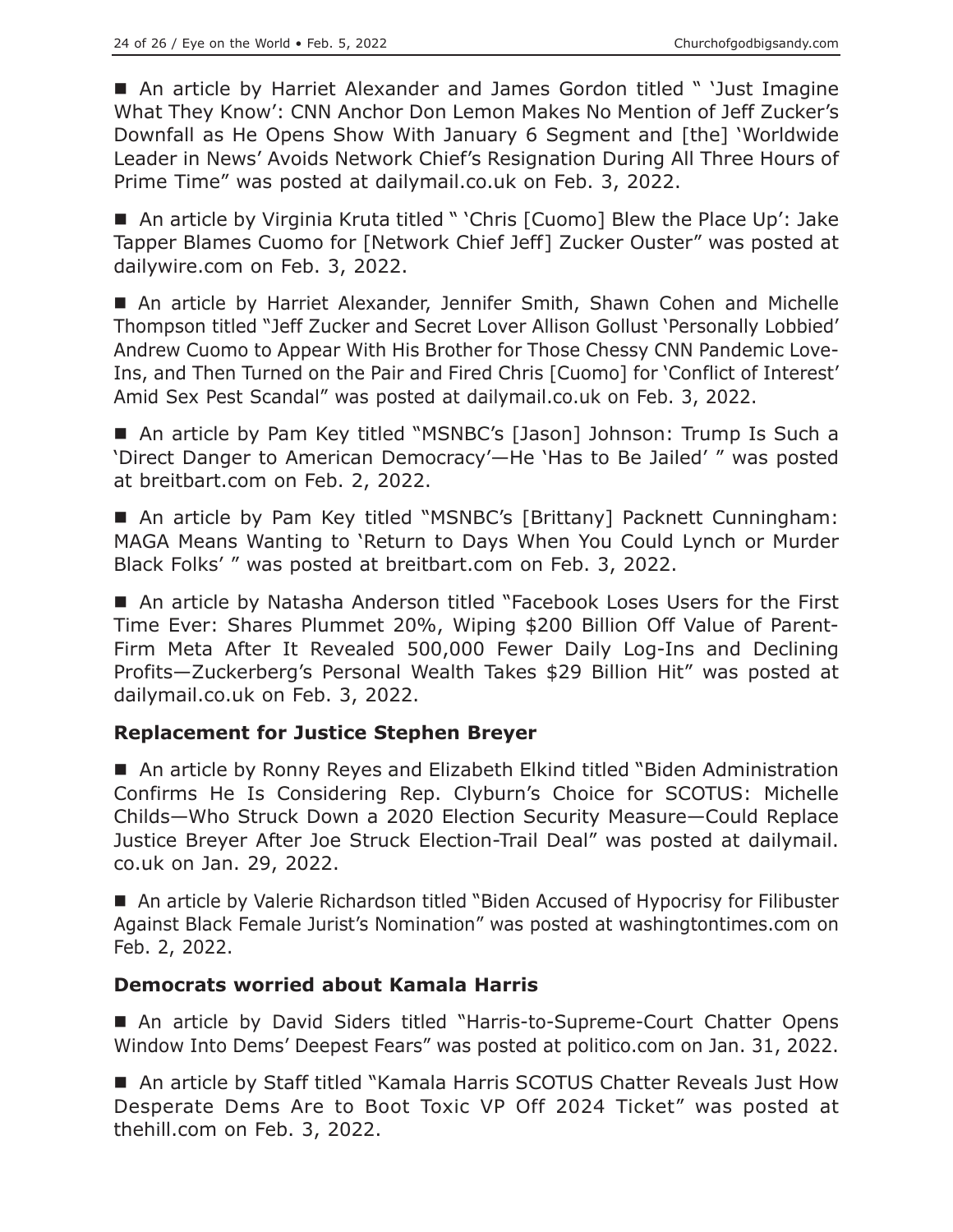■ An article by Harriet Alexander and James Gordon titled " 'Just Imagine What They Know': CNN Anchor Don Lemon Makes No Mention of Jeff Zucker's Downfall as He Opens Show With January 6 Segment and [the] 'Worldwide Leader in News' Avoids Network Chief's Resignation During All Three Hours of Prime Time" was posted at dailymail.co.uk on Feb. 3, 2022.

■ An article by Virginia Kruta titled " 'Chris [Cuomo] Blew the Place Up': Jake Tapper Blames Cuomo for [Network Chief Jeff] Zucker Ouster" was posted at dailywire.com on Feb. 3, 2022.

■ An article by Harriet Alexander, Jennifer Smith, Shawn Cohen and Michelle Thompson titled "Jeff Zucker and Secret Lover Allison Gollust 'Personally Lobbied' Andrew Cuomo to Appear With His Brother for Those Chessy CNN Pandemic Love-Ins, and Then Turned on the Pair and Fired Chris [Cuomo] for 'Conflict of Interest' Amid Sex Pest Scandal" was posted at dailymail.co.uk on Feb. 3, 2022.

■ An article by Pam Key titled "MSNBC's [Jason] Johnson: Trump Is Such a 'Direct Danger to American Democracy'—He 'Has to Be Jailed' " was posted at breitbart.com on Feb. 2, 2022.

■ An article by Pam Key titled "MSNBC's [Brittany] Packnett Cunningham: MAGA Means Wanting to 'Return to Days When You Could Lynch or Murder Black Folks' " was posted at breitbart.com on Feb. 3, 2022.

■ An article by Natasha Anderson titled "Facebook Loses Users for the First Time Ever: Shares Plummet 20%, Wiping $200 Billion Off Value of Parent-Firm Meta After It Revealed 500,000 Fewer Daily Log-Ins and Declining Profits—Zuckerberg's Personal Wealth Takes $29 Billion Hit" was posted at dailymail.co.uk on Feb. 3, 2022.

### Replacement for Justice Stephen Breyer

■ An article by Ronny Reyes and Elizabeth Elkind titled "Biden Administration Confirms He Is Considering Rep. Clyburn's Choice for SCOTUS: Michelle Childs—Who Struck Down a 2020 Election Security Measure—Could Replace Justice Breyer After Joe Struck Election-Trail Deal" was posted at dailymail.co.uk on Jan. 29, 2022.

■ An article by Valerie Richardson titled "Biden Accused of Hypocrisy for Filibuster Against Black Female Jurist's Nomination" was posted at washingtontimes.com on Feb. 2, 2022.

### Democrats worried about Kamala Harris

■ An article by David Siders titled "Harris-to-Supreme-Court Chatter Opens Window Into Dems' Deepest Fears" was posted at politico.com on Jan. 31, 2022.

■ An article by Staff titled "Kamala Harris SCOTUS Chatter Reveals Just How Desperate Dems Are to Boot Toxic VP Off 2024 Ticket" was posted at thehill.com on Feb. 3, 2022.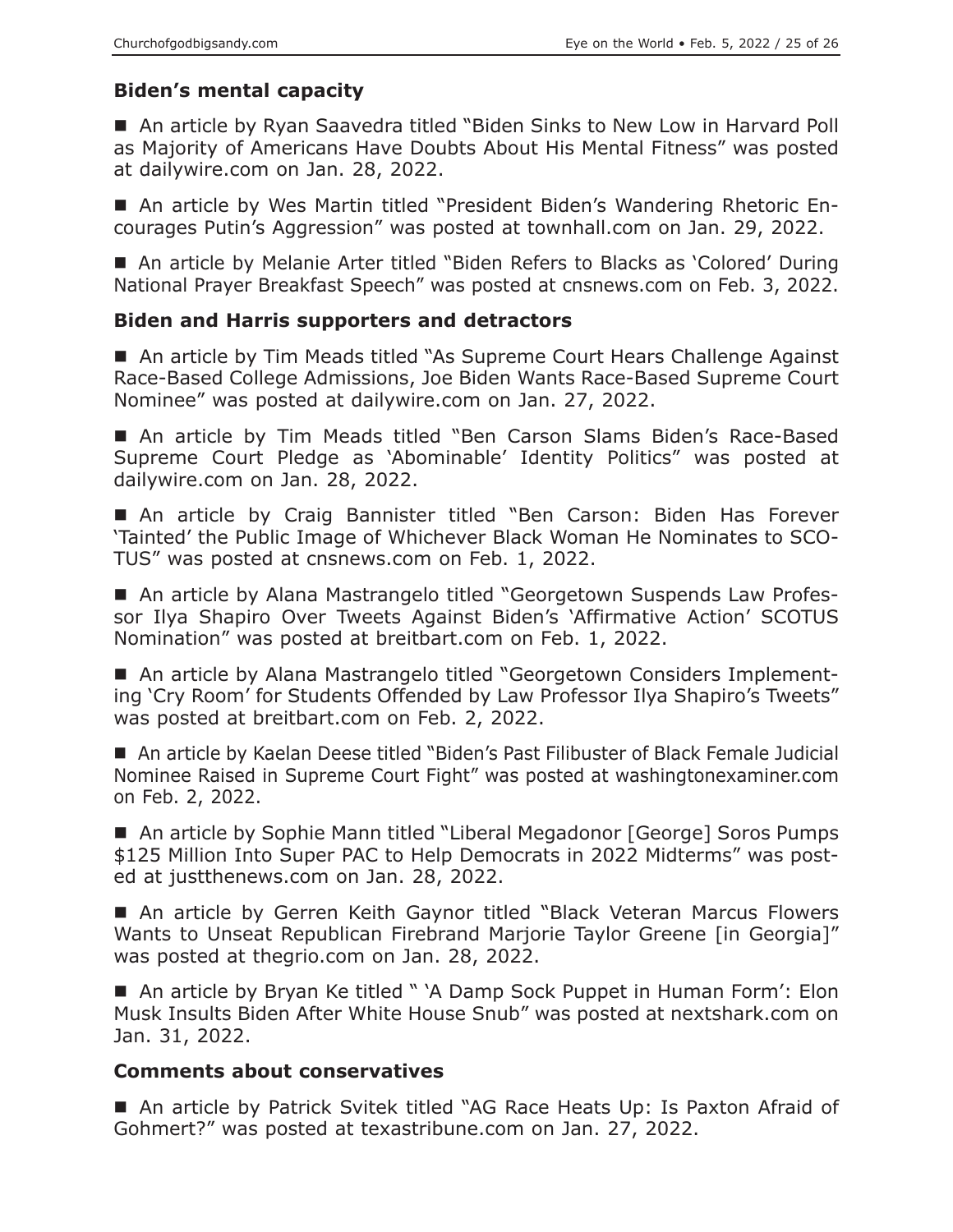## Biden's mental capacity

■ An article by Ryan Saavedra titled "Biden Sinks to New Low in Harvard Poll as Majority of Americans Have Doubts About His Mental Fitness" was posted at dailywire.com on Jan. 28, 2022.

■ An article by Wes Martin titled "President Biden's Wandering Rhetoric Encourages Putin's Aggression" was posted at townhall.com on Jan. 29, 2022.

■ An article by Melanie Arter titled "Biden Refers to Blacks as 'Colored' During National Prayer Breakfast Speech" was posted at cnsnews.com on Feb. 3, 2022.

## Biden and Harris supporters and detractors

■ An article by Tim Meads titled "As Supreme Court Hears Challenge Against Race-Based College Admissions, Joe Biden Wants Race-Based Supreme Court Nominee" was posted at dailywire.com on Jan. 27, 2022.

■ An article by Tim Meads titled "Ben Carson Slams Biden's Race-Based Supreme Court Pledge as 'Abominable' Identity Politics" was posted at dailywire.com on Jan. 28, 2022.

■ An article by Craig Bannister titled "Ben Carson: Biden Has Forever 'Tainted' the Public Image of Whichever Black Woman He Nominates to SCOTUS" was posted at cnsnews.com on Feb. 1, 2022.

■ An article by Alana Mastrangelo titled "Georgetown Suspends Law Professor Ilya Shapiro Over Tweets Against Biden's 'Affirmative Action' SCOTUS Nomination" was posted at breitbart.com on Feb. 1, 2022.

■ An article by Alana Mastrangelo titled "Georgetown Considers Implementing 'Cry Room' for Students Offended by Law Professor Ilya Shapiro's Tweets" was posted at breitbart.com on Feb. 2, 2022.

■ An article by Kaelan Deese titled "Biden's Past Filibuster of Black Female Judicial Nominee Raised in Supreme Court Fight" was posted at washingtonexaminer.com on Feb. 2, 2022.

■ An article by Sophie Mann titled "Liberal Megadonor [George] Soros Pumps $125 Million Into Super PAC to Help Democrats in 2022 Midterms" was posted at justthenews.com on Jan. 28, 2022.

■ An article by Gerren Keith Gaynor titled "Black Veteran Marcus Flowers Wants to Unseat Republican Firebrand Marjorie Taylor Greene [in Georgia]" was posted at thegrio.com on Jan. 28, 2022.

■ An article by Bryan Ke titled " 'A Damp Sock Puppet in Human Form': Elon Musk Insults Biden After White House Snub" was posted at nextshark.com on Jan. 31, 2022.

## Comments about conservatives

■ An article by Patrick Svitek titled "AG Race Heats Up: Is Paxton Afraid of Gohmert?" was posted at texastribune.com on Jan. 27, 2022.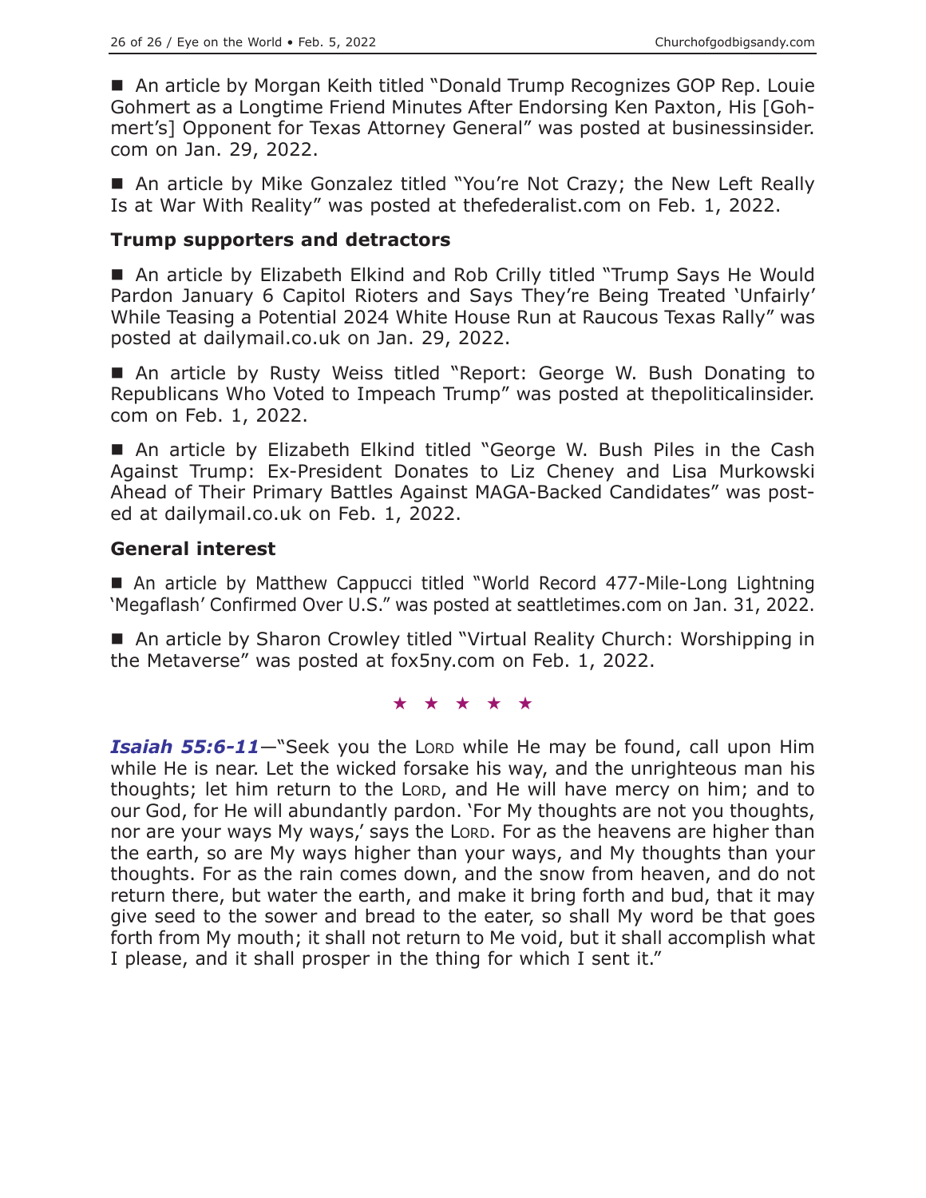■ An article by Morgan Keith titled "Donald Trump Recognizes GOP Rep. Louie Gohmert as a Longtime Friend Minutes After Endorsing Ken Paxton, His [Gohmert's] Opponent for Texas Attorney General" was posted at businessinsider.com on Jan. 29, 2022.

■ An article by Mike Gonzalez titled "You're Not Crazy; the New Left Really Is at War With Reality" was posted at thefederalist.com on Feb. 1, 2022.

### Trump supporters and detractors

■ An article by Elizabeth Elkind and Rob Crilly titled "Trump Says He Would Pardon January 6 Capitol Rioters and Says They're Being Treated 'Unfairly' While Teasing a Potential 2024 White House Run at Raucous Texas Rally" was posted at dailymail.co.uk on Jan. 29, 2022.

■ An article by Rusty Weiss titled "Report: George W. Bush Donating to Republicans Who Voted to Impeach Trump" was posted at thepoliticalinsider.com on Feb. 1, 2022.

■ An article by Elizabeth Elkind titled "George W. Bush Piles in the Cash Against Trump: Ex-President Donates to Liz Cheney and Lisa Murkowski Ahead of Their Primary Battles Against MAGA-Backed Candidates" was posted at dailymail.co.uk on Feb. 1, 2022.

### General interest

■ An article by Matthew Cappucci titled "World Record 477-Mile-Long Lightning 'Megaflash' Confirmed Over U.S." was posted at seattletimes.com on Jan. 31, 2022.

■ An article by Sharon Crowley titled "Virtual Reality Church: Worshipping in the Metaverse" was posted at fox5ny.com on Feb. 1, 2022.

★ ★ ★ ★ ★

***Isaiah 55:6-11***—"Seek you the Lord while He may be found, call upon Him while He is near. Let the wicked forsake his way, and the unrighteous man his thoughts; let him return to the Lord, and He will have mercy on him; and to our God, for He will abundantly pardon. 'For My thoughts are not you thoughts, nor are your ways My ways,' says the Lord. For as the heavens are higher than the earth, so are My ways higher than your ways, and My thoughts than your thoughts. For as the rain comes down, and the snow from heaven, and do not return there, but water the earth, and make it bring forth and bud, that it may give seed to the sower and bread to the eater, so shall My word be that goes forth from My mouth; it shall not return to Me void, but it shall accomplish what I please, and it shall prosper in the thing for which I sent it."